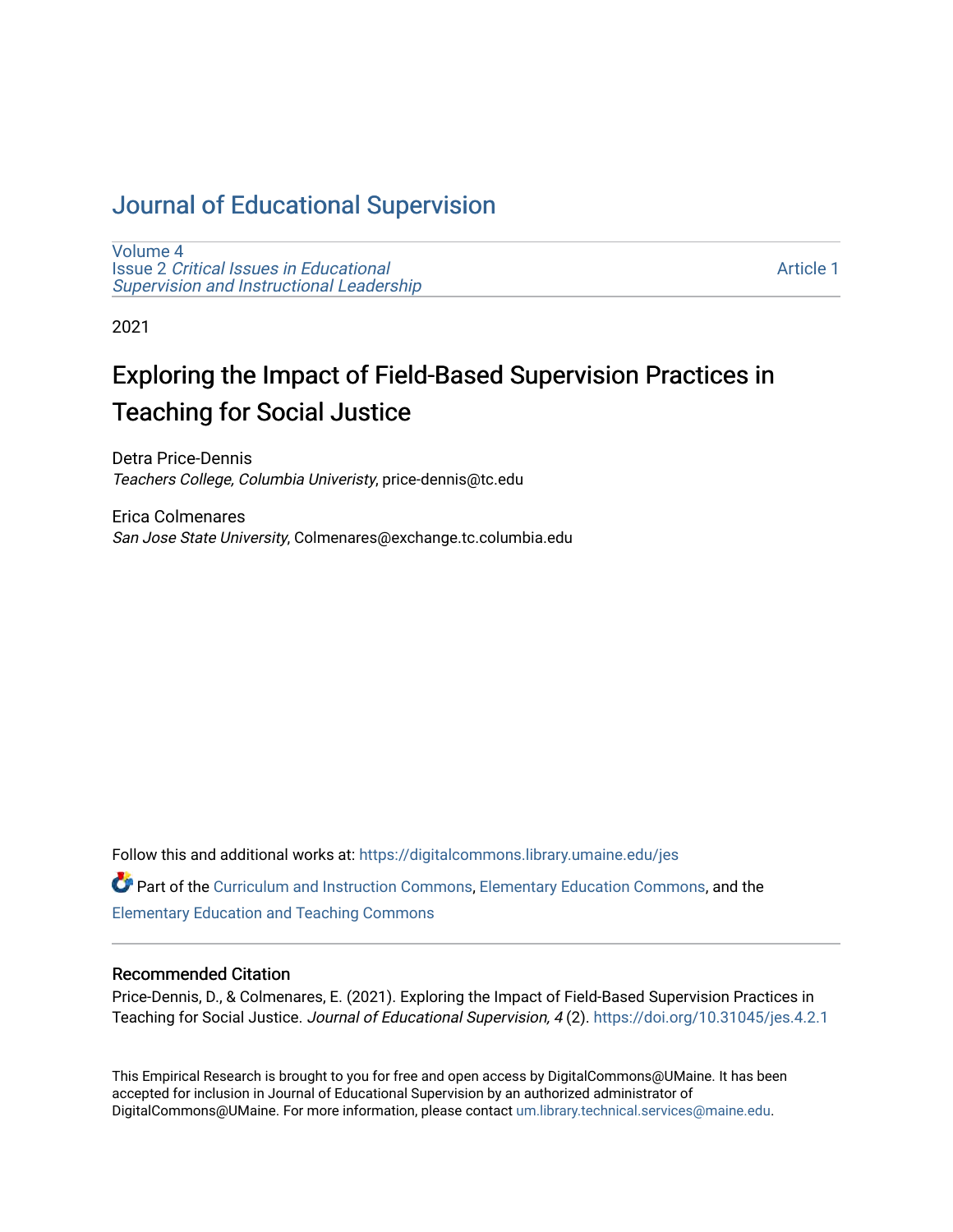# Journal of Educational Supervision

Volume 4
Issue 2 *Critical Issues in Educational Supervision and Instructional Leadership*

Article 1

2021

## Exploring the Impact of Field-Based Supervision Practices in Teaching for Social Justice

Detra Price-Dennis
*Teachers College, Columbia Univeristy*, price-dennis@tc.edu

Erica Colmenares
*San Jose State University*, Colmenares@exchange.tc.columbia.edu

Follow this and additional works at: https://digitalcommons.library.umaine.edu/jes

Part of the Curriculum and Instruction Commons, Elementary Education Commons, and the Elementary Education and Teaching Commons

### Recommended Citation

Price-Dennis, D., & Colmenares, E. (2021). Exploring the Impact of Field-Based Supervision Practices in Teaching for Social Justice. *Journal of Educational Supervision, 4* (2). https://doi.org/10.31045/jes.4.2.1

This Empirical Research is brought to you for free and open access by DigitalCommons@UMaine. It has been accepted for inclusion in Journal of Educational Supervision by an authorized administrator of DigitalCommons@UMaine. For more information, please contact um.library.technical.services@maine.edu.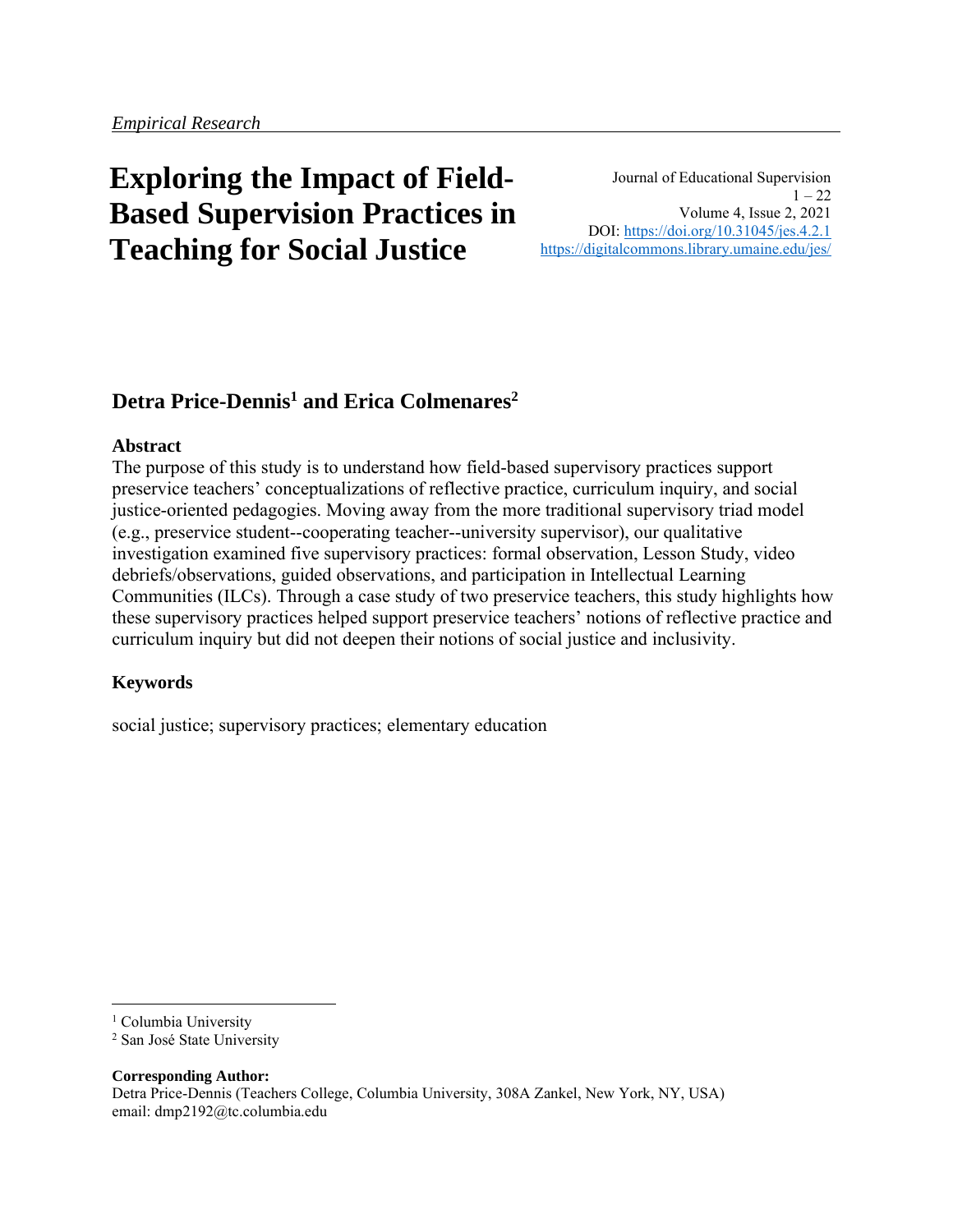*Empirical Research*

# Exploring the Impact of Field-Based Supervision Practices in Teaching for Social Justice

Journal of Educational Supervision
1 – 22
Volume 4, Issue 2, 2021
DOI: https://doi.org/10.31045/jes.4.2.1
https://digitalcommons.library.umaine.edu/jes/

## Detra Price-Dennis[1] and Erica Colmenares[2]

### Abstract

The purpose of this study is to understand how field-based supervisory practices support preservice teachers' conceptualizations of reflective practice, curriculum inquiry, and social justice-oriented pedagogies. Moving away from the more traditional supervisory triad model (e.g., preservice student--cooperating teacher--university supervisor), our qualitative investigation examined five supervisory practices: formal observation, Lesson Study, video debriefs/observations, guided observations, and participation in Intellectual Learning Communities (ILCs). Through a case study of two preservice teachers, this study highlights how these supervisory practices helped support preservice teachers' notions of reflective practice and curriculum inquiry but did not deepen their notions of social justice and inclusivity.

### Keywords

social justice; supervisory practices; elementary education

---

[1] Columbia University
[2] San José State University

**Corresponding Author:**
Detra Price-Dennis (Teachers College, Columbia University, 308A Zankel, New York, NY, USA)
email: dmp2192@tc.columbia.edu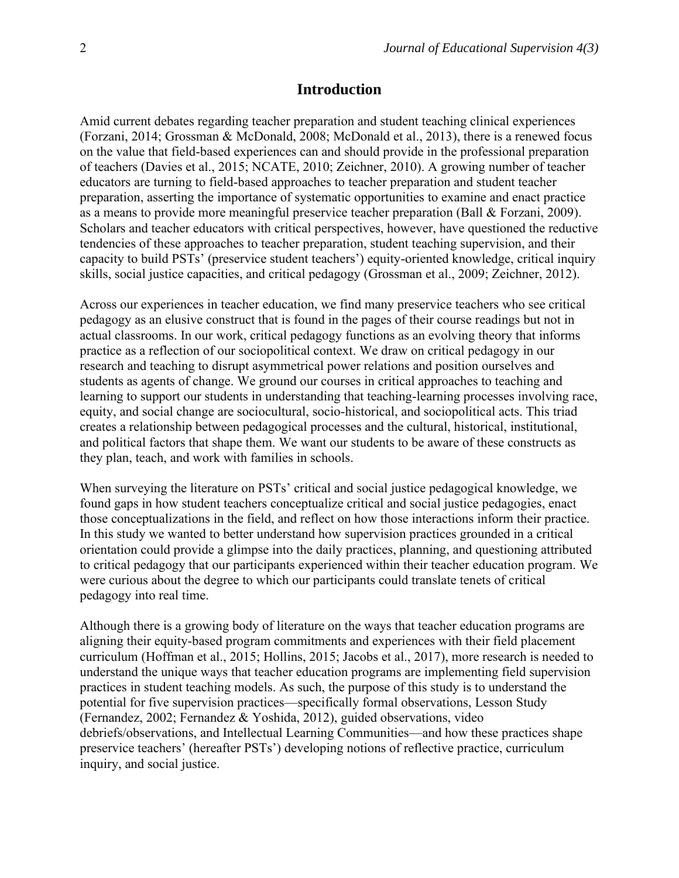## Introduction

Amid current debates regarding teacher preparation and student teaching clinical experiences (Forzani, 2014; Grossman & McDonald, 2008; McDonald et al., 2013), there is a renewed focus on the value that field-based experiences can and should provide in the professional preparation of teachers (Davies et al., 2015; NCATE, 2010; Zeichner, 2010). A growing number of teacher educators are turning to field-based approaches to teacher preparation and student teacher preparation, asserting the importance of systematic opportunities to examine and enact practice as a means to provide more meaningful preservice teacher preparation (Ball & Forzani, 2009). Scholars and teacher educators with critical perspectives, however, have questioned the reductive tendencies of these approaches to teacher preparation, student teaching supervision, and their capacity to build PSTs' (preservice student teachers') equity-oriented knowledge, critical inquiry skills, social justice capacities, and critical pedagogy (Grossman et al., 2009; Zeichner, 2012).

Across our experiences in teacher education, we find many preservice teachers who see critical pedagogy as an elusive construct that is found in the pages of their course readings but not in actual classrooms. In our work, critical pedagogy functions as an evolving theory that informs practice as a reflection of our sociopolitical context. We draw on critical pedagogy in our research and teaching to disrupt asymmetrical power relations and position ourselves and students as agents of change. We ground our courses in critical approaches to teaching and learning to support our students in understanding that teaching-learning processes involving race, equity, and social change are sociocultural, socio-historical, and sociopolitical acts. This triad creates a relationship between pedagogical processes and the cultural, historical, institutional, and political factors that shape them. We want our students to be aware of these constructs as they plan, teach, and work with families in schools.

When surveying the literature on PSTs' critical and social justice pedagogical knowledge, we found gaps in how student teachers conceptualize critical and social justice pedagogies, enact those conceptualizations in the field, and reflect on how those interactions inform their practice. In this study we wanted to better understand how supervision practices grounded in a critical orientation could provide a glimpse into the daily practices, planning, and questioning attributed to critical pedagogy that our participants experienced within their teacher education program. We were curious about the degree to which our participants could translate tenets of critical pedagogy into real time.

Although there is a growing body of literature on the ways that teacher education programs are aligning their equity-based program commitments and experiences with their field placement curriculum (Hoffman et al., 2015; Hollins, 2015; Jacobs et al., 2017), more research is needed to understand the unique ways that teacher education programs are implementing field supervision practices in student teaching models. As such, the purpose of this study is to understand the potential for five supervision practices—specifically formal observations, Lesson Study (Fernandez, 2002; Fernandez & Yoshida, 2012), guided observations, video debriefs/observations, and Intellectual Learning Communities—and how these practices shape preservice teachers' (hereafter PSTs') developing notions of reflective practice, curriculum inquiry, and social justice.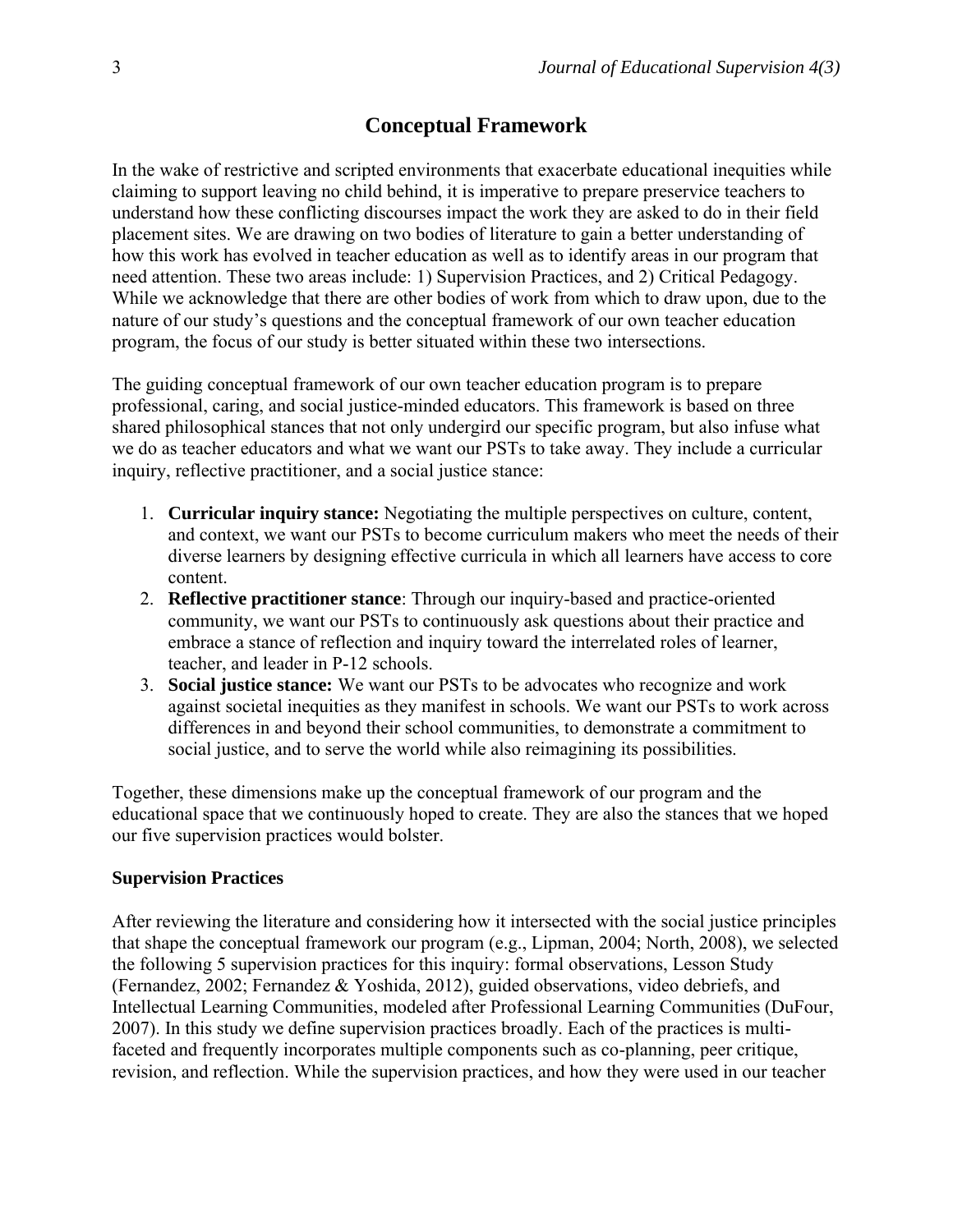## Conceptual Framework

In the wake of restrictive and scripted environments that exacerbate educational inequities while claiming to support leaving no child behind, it is imperative to prepare preservice teachers to understand how these conflicting discourses impact the work they are asked to do in their field placement sites. We are drawing on two bodies of literature to gain a better understanding of how this work has evolved in teacher education as well as to identify areas in our program that need attention. These two areas include: 1) Supervision Practices, and 2) Critical Pedagogy. While we acknowledge that there are other bodies of work from which to draw upon, due to the nature of our study's questions and the conceptual framework of our own teacher education program, the focus of our study is better situated within these two intersections.

The guiding conceptual framework of our own teacher education program is to prepare professional, caring, and social justice-minded educators. This framework is based on three shared philosophical stances that not only undergird our specific program, but also infuse what we do as teacher educators and what we want our PSTs to take away. They include a curricular inquiry, reflective practitioner, and a social justice stance:

1. **Curricular inquiry stance:** Negotiating the multiple perspectives on culture, content, and context, we want our PSTs to become curriculum makers who meet the needs of their diverse learners by designing effective curricula in which all learners have access to core content.
2. **Reflective practitioner stance**: Through our inquiry-based and practice-oriented community, we want our PSTs to continuously ask questions about their practice and embrace a stance of reflection and inquiry toward the interrelated roles of learner, teacher, and leader in P-12 schools.
3. **Social justice stance:** We want our PSTs to be advocates who recognize and work against societal inequities as they manifest in schools. We want our PSTs to work across differences in and beyond their school communities, to demonstrate a commitment to social justice, and to serve the world while also reimagining its possibilities.

Together, these dimensions make up the conceptual framework of our program and the educational space that we continuously hoped to create. They are also the stances that we hoped our five supervision practices would bolster.

### Supervision Practices

After reviewing the literature and considering how it intersected with the social justice principles that shape the conceptual framework our program (e.g., Lipman, 2004; North, 2008), we selected the following 5 supervision practices for this inquiry: formal observations, Lesson Study (Fernandez, 2002; Fernandez & Yoshida, 2012), guided observations, video debriefs, and Intellectual Learning Communities, modeled after Professional Learning Communities (DuFour, 2007). In this study we define supervision practices broadly. Each of the practices is multi-faceted and frequently incorporates multiple components such as co-planning, peer critique, revision, and reflection. While the supervision practices, and how they were used in our teacher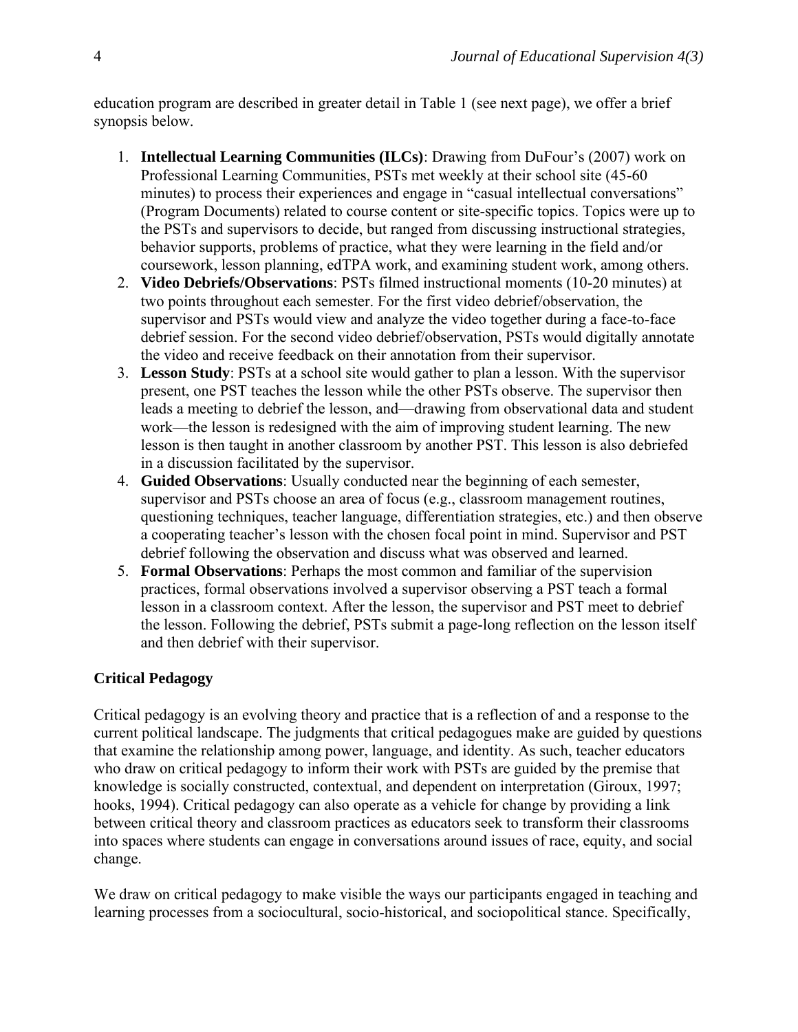education program are described in greater detail in Table 1 (see next page), we offer a brief synopsis below.

1. **Intellectual Learning Communities (ILCs)**: Drawing from DuFour's (2007) work on Professional Learning Communities, PSTs met weekly at their school site (45-60 minutes) to process their experiences and engage in "casual intellectual conversations" (Program Documents) related to course content or site-specific topics. Topics were up to the PSTs and supervisors to decide, but ranged from discussing instructional strategies, behavior supports, problems of practice, what they were learning in the field and/or coursework, lesson planning, edTPA work, and examining student work, among others.
2. **Video Debriefs/Observations**: PSTs filmed instructional moments (10-20 minutes) at two points throughout each semester. For the first video debrief/observation, the supervisor and PSTs would view and analyze the video together during a face-to-face debrief session. For the second video debrief/observation, PSTs would digitally annotate the video and receive feedback on their annotation from their supervisor.
3. **Lesson Study**: PSTs at a school site would gather to plan a lesson. With the supervisor present, one PST teaches the lesson while the other PSTs observe. The supervisor then leads a meeting to debrief the lesson, and—drawing from observational data and student work—the lesson is redesigned with the aim of improving student learning. The new lesson is then taught in another classroom by another PST. This lesson is also debriefed in a discussion facilitated by the supervisor.
4. **Guided Observations**: Usually conducted near the beginning of each semester, supervisor and PSTs choose an area of focus (e.g., classroom management routines, questioning techniques, teacher language, differentiation strategies, etc.) and then observe a cooperating teacher's lesson with the chosen focal point in mind. Supervisor and PST debrief following the observation and discuss what was observed and learned.
5. **Formal Observations**: Perhaps the most common and familiar of the supervision practices, formal observations involved a supervisor observing a PST teach a formal lesson in a classroom context. After the lesson, the supervisor and PST meet to debrief the lesson. Following the debrief, PSTs submit a page-long reflection on the lesson itself and then debrief with their supervisor.

## Critical Pedagogy

Critical pedagogy is an evolving theory and practice that is a reflection of and a response to the current political landscape. The judgments that critical pedagogues make are guided by questions that examine the relationship among power, language, and identity. As such, teacher educators who draw on critical pedagogy to inform their work with PSTs are guided by the premise that knowledge is socially constructed, contextual, and dependent on interpretation (Giroux, 1997; hooks, 1994). Critical pedagogy can also operate as a vehicle for change by providing a link between critical theory and classroom practices as educators seek to transform their classrooms into spaces where students can engage in conversations around issues of race, equity, and social change.

We draw on critical pedagogy to make visible the ways our participants engaged in teaching and learning processes from a sociocultural, socio-historical, and sociopolitical stance. Specifically,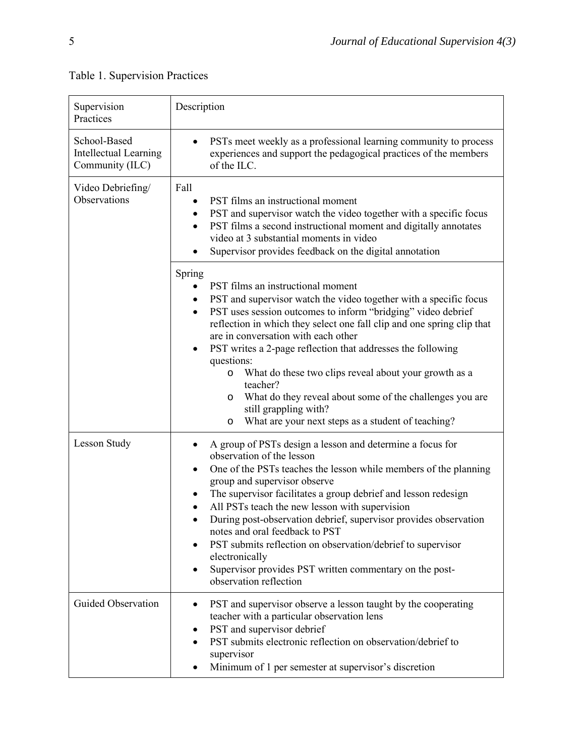Table 1. Supervision Practices

| Supervision Practices | Description |
|---|---|
| School-Based Intellectual Learning Community (ILC) | • PSTs meet weekly as a professional learning community to process experiences and support the pedagogical practices of the members of the ILC. |
| Video Debriefing/ Observations | Fall<br>• PST films an instructional moment<br>• PST and supervisor watch the video together with a specific focus<br>• PST films a second instructional moment and digitally annotates video at 3 substantial moments in video<br>• Supervisor provides feedback on the digital annotation |
| | Spring<br>• PST films an instructional moment<br>• PST and supervisor watch the video together with a specific focus<br>• PST uses session outcomes to inform "bridging" video debrief reflection in which they select one fall clip and one spring clip that are in conversation with each other<br>• PST writes a 2-page reflection that addresses the following questions:<br>&nbsp;&nbsp;o What do these two clips reveal about your growth as a teacher?<br>&nbsp;&nbsp;o What do they reveal about some of the challenges you are still grappling with?<br>&nbsp;&nbsp;o What are your next steps as a student of teaching? |
| Lesson Study | • A group of PSTs design a lesson and determine a focus for observation of the lesson<br>• One of the PSTs teaches the lesson while members of the planning group and supervisor observe<br>• The supervisor facilitates a group debrief and lesson redesign<br>• All PSTs teach the new lesson with supervision<br>• During post-observation debrief, supervisor provides observation notes and oral feedback to PST<br>• PST submits reflection on observation/debrief to supervisor electronically<br>• Supervisor provides PST written commentary on the post-observation reflection |
| Guided Observation | • PST and supervisor observe a lesson taught by the cooperating teacher with a particular observation lens<br>• PST and supervisor debrief<br>• PST submits electronic reflection on observation/debrief to supervisor<br>• Minimum of 1 per semester at supervisor's discretion |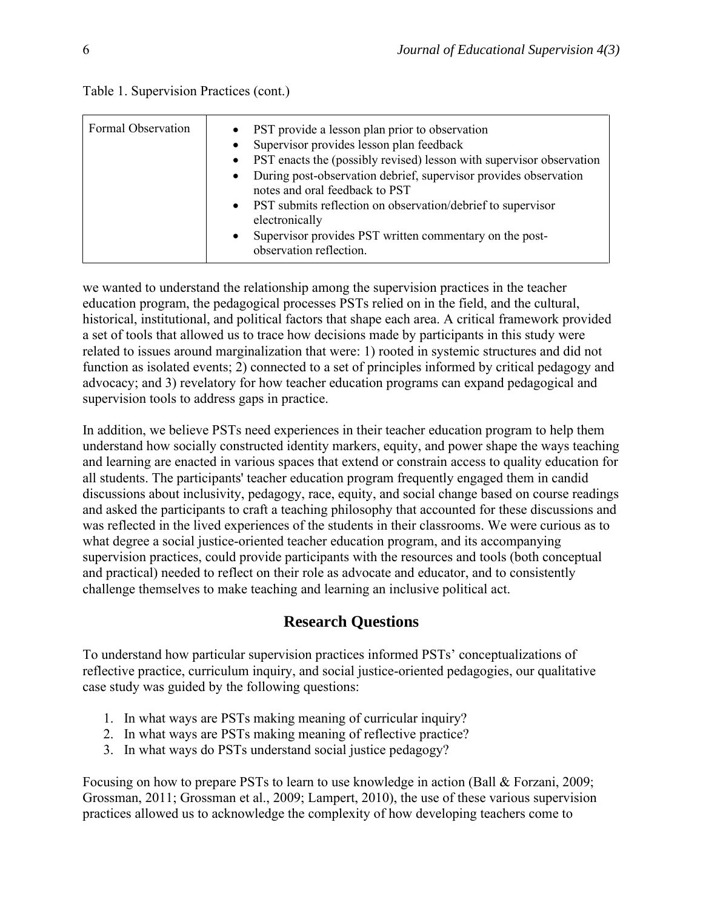Table 1. Supervision Practices (cont.)

| | |
|---|---|
| Formal Observation | • PST provide a lesson plan prior to observation<br>• Supervisor provides lesson plan feedback<br>• PST enacts the (possibly revised) lesson with supervisor observation<br>• During post-observation debrief, supervisor provides observation notes and oral feedback to PST<br>• PST submits reflection on observation/debrief to supervisor electronically<br>• Supervisor provides PST written commentary on the post-observation reflection. |

we wanted to understand the relationship among the supervision practices in the teacher education program, the pedagogical processes PSTs relied on in the field, and the cultural, historical, institutional, and political factors that shape each area. A critical framework provided a set of tools that allowed us to trace how decisions made by participants in this study were related to issues around marginalization that were: 1) rooted in systemic structures and did not function as isolated events; 2) connected to a set of principles informed by critical pedagogy and advocacy; and 3) revelatory for how teacher education programs can expand pedagogical and supervision tools to address gaps in practice.

In addition, we believe PSTs need experiences in their teacher education program to help them understand how socially constructed identity markers, equity, and power shape the ways teaching and learning are enacted in various spaces that extend or constrain access to quality education for all students. The participants' teacher education program frequently engaged them in candid discussions about inclusivity, pedagogy, race, equity, and social change based on course readings and asked the participants to craft a teaching philosophy that accounted for these discussions and was reflected in the lived experiences of the students in their classrooms. We were curious as to what degree a social justice-oriented teacher education program, and its accompanying supervision practices, could provide participants with the resources and tools (both conceptual and practical) needed to reflect on their role as advocate and educator, and to consistently challenge themselves to make teaching and learning an inclusive political act.

## Research Questions

To understand how particular supervision practices informed PSTs' conceptualizations of reflective practice, curriculum inquiry, and social justice-oriented pedagogies, our qualitative case study was guided by the following questions:

1. In what ways are PSTs making meaning of curricular inquiry?
2. In what ways are PSTs making meaning of reflective practice?
3. In what ways do PSTs understand social justice pedagogy?

Focusing on how to prepare PSTs to learn to use knowledge in action (Ball & Forzani, 2009; Grossman, 2011; Grossman et al., 2009; Lampert, 2010), the use of these various supervision practices allowed us to acknowledge the complexity of how developing teachers come to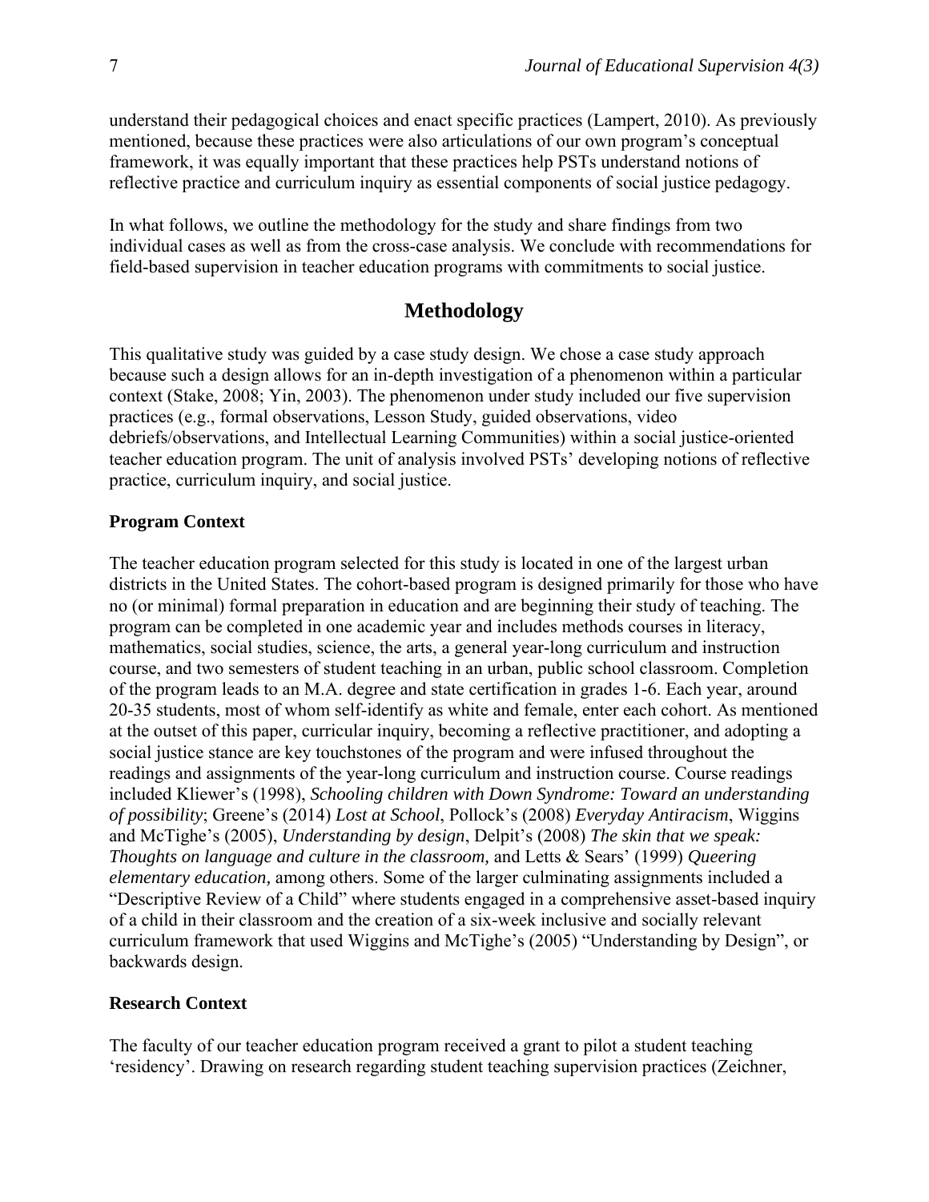understand their pedagogical choices and enact specific practices (Lampert, 2010). As previously mentioned, because these practices were also articulations of our own program's conceptual framework, it was equally important that these practices help PSTs understand notions of reflective practice and curriculum inquiry as essential components of social justice pedagogy.

In what follows, we outline the methodology for the study and share findings from two individual cases as well as from the cross-case analysis. We conclude with recommendations for field-based supervision in teacher education programs with commitments to social justice.

## Methodology

This qualitative study was guided by a case study design. We chose a case study approach because such a design allows for an in-depth investigation of a phenomenon within a particular context (Stake, 2008; Yin, 2003). The phenomenon under study included our five supervision practices (e.g., formal observations, Lesson Study, guided observations, video debriefs/observations, and Intellectual Learning Communities) within a social justice-oriented teacher education program. The unit of analysis involved PSTs' developing notions of reflective practice, curriculum inquiry, and social justice.

### Program Context

The teacher education program selected for this study is located in one of the largest urban districts in the United States. The cohort-based program is designed primarily for those who have no (or minimal) formal preparation in education and are beginning their study of teaching. The program can be completed in one academic year and includes methods courses in literacy, mathematics, social studies, science, the arts, a general year-long curriculum and instruction course, and two semesters of student teaching in an urban, public school classroom. Completion of the program leads to an M.A. degree and state certification in grades 1-6. Each year, around 20-35 students, most of whom self-identify as white and female, enter each cohort. As mentioned at the outset of this paper, curricular inquiry, becoming a reflective practitioner, and adopting a social justice stance are key touchstones of the program and were infused throughout the readings and assignments of the year-long curriculum and instruction course. Course readings included Kliewer's (1998), *Schooling children with Down Syndrome: Toward an understanding of possibility*; Greene's (2014) *Lost at School*, Pollock's (2008) *Everyday Antiracism*, Wiggins and McTighe's (2005), *Understanding by design*, Delpit's (2008) *The skin that we speak: Thoughts on language and culture in the classroom,* and Letts & Sears' (1999) *Queering elementary education,* among others. Some of the larger culminating assignments included a "Descriptive Review of a Child" where students engaged in a comprehensive asset-based inquiry of a child in their classroom and the creation of a six-week inclusive and socially relevant curriculum framework that used Wiggins and McTighe's (2005) "Understanding by Design", or backwards design.

### Research Context

The faculty of our teacher education program received a grant to pilot a student teaching 'residency'. Drawing on research regarding student teaching supervision practices (Zeichner,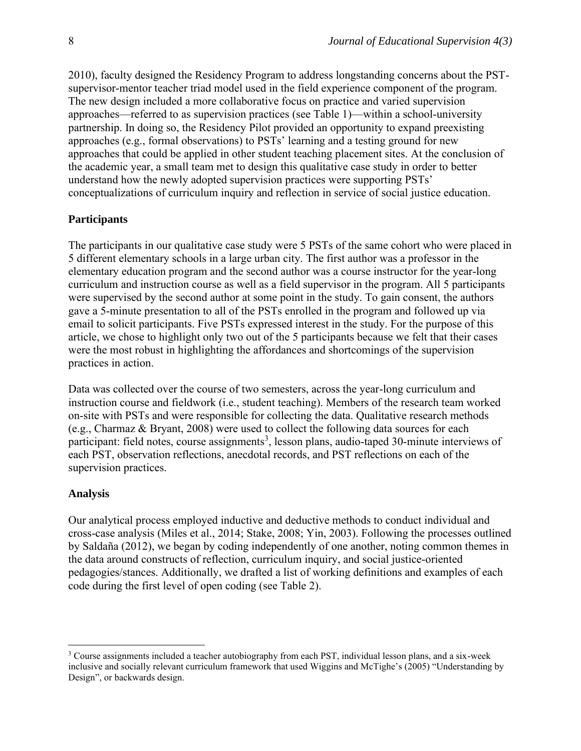2010), faculty designed the Residency Program to address longstanding concerns about the PST-supervisor-mentor teacher triad model used in the field experience component of the program. The new design included a more collaborative focus on practice and varied supervision approaches—referred to as supervision practices (see Table 1)—within a school-university partnership. In doing so, the Residency Pilot provided an opportunity to expand preexisting approaches (e.g., formal observations) to PSTs' learning and a testing ground for new approaches that could be applied in other student teaching placement sites. At the conclusion of the academic year, a small team met to design this qualitative case study in order to better understand how the newly adopted supervision practices were supporting PSTs' conceptualizations of curriculum inquiry and reflection in service of social justice education.

## Participants

The participants in our qualitative case study were 5 PSTs of the same cohort who were placed in 5 different elementary schools in a large urban city. The first author was a professor in the elementary education program and the second author was a course instructor for the year-long curriculum and instruction course as well as a field supervisor in the program. All 5 participants were supervised by the second author at some point in the study. To gain consent, the authors gave a 5-minute presentation to all of the PSTs enrolled in the program and followed up via email to solicit participants. Five PSTs expressed interest in the study. For the purpose of this article, we chose to highlight only two out of the 5 participants because we felt that their cases were the most robust in highlighting the affordances and shortcomings of the supervision practices in action.

Data was collected over the course of two semesters, across the year-long curriculum and instruction course and fieldwork (i.e., student teaching). Members of the research team worked on-site with PSTs and were responsible for collecting the data. Qualitative research methods (e.g., Charmaz & Bryant, 2008) were used to collect the following data sources for each participant: field notes, course assignments[3], lesson plans, audio-taped 30-minute interviews of each PST, observation reflections, anecdotal records, and PST reflections on each of the supervision practices.

## Analysis

Our analytical process employed inductive and deductive methods to conduct individual and cross-case analysis (Miles et al., 2014; Stake, 2008; Yin, 2003). Following the processes outlined by Saldaña (2012), we began by coding independently of one another, noting common themes in the data around constructs of reflection, curriculum inquiry, and social justice-oriented pedagogies/stances. Additionally, we drafted a list of working definitions and examples of each code during the first level of open coding (see Table 2).

---

[3] Course assignments included a teacher autobiography from each PST, individual lesson plans, and a six-week inclusive and socially relevant curriculum framework that used Wiggins and McTighe's (2005) "Understanding by Design", or backwards design.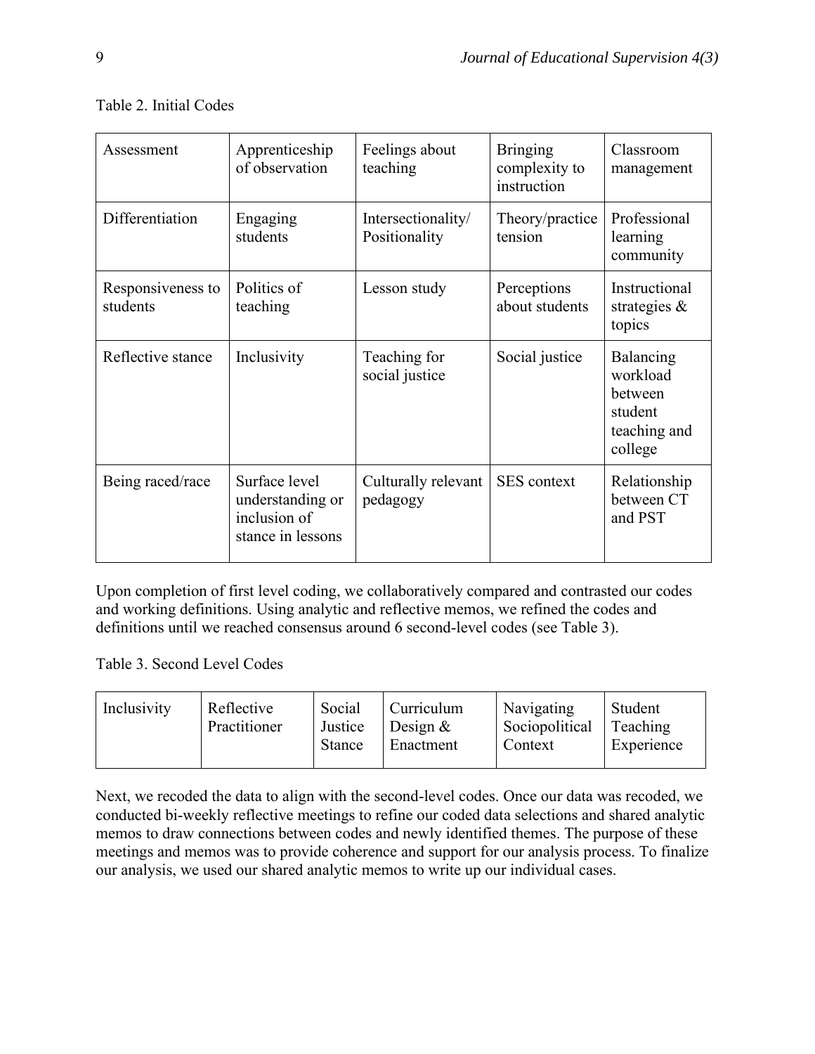Table 2. Initial Codes

| Assessment | Apprenticeship of observation | Feelings about teaching | Bringing complexity to instruction | Classroom management |
|---|---|---|---|---|
| Differentiation | Engaging students | Intersectionality/ Positionality | Theory/practice tension | Professional learning community |
| Responsiveness to students | Politics of teaching | Lesson study | Perceptions about students | Instructional strategies & topics |
| Reflective stance | Inclusivity | Teaching for social justice | Social justice | Balancing workload between student teaching and college |
| Being raced/race | Surface level understanding or inclusion of stance in lessons | Culturally relevant pedagogy | SES context | Relationship between CT and PST |

Upon completion of first level coding, we collaboratively compared and contrasted our codes and working definitions. Using analytic and reflective memos, we refined the codes and definitions until we reached consensus around 6 second-level codes (see Table 3).

Table 3. Second Level Codes

| Inclusivity | Reflective Practitioner | Social Justice Stance | Curriculum Design & Enactment | Navigating Sociopolitical Context | Student Teaching Experience |
|---|---|---|---|---|---|

Next, we recoded the data to align with the second-level codes. Once our data was recoded, we conducted bi-weekly reflective meetings to refine our coded data selections and shared analytic memos to draw connections between codes and newly identified themes. The purpose of these meetings and memos was to provide coherence and support for our analysis process. To finalize our analysis, we used our shared analytic memos to write up our individual cases.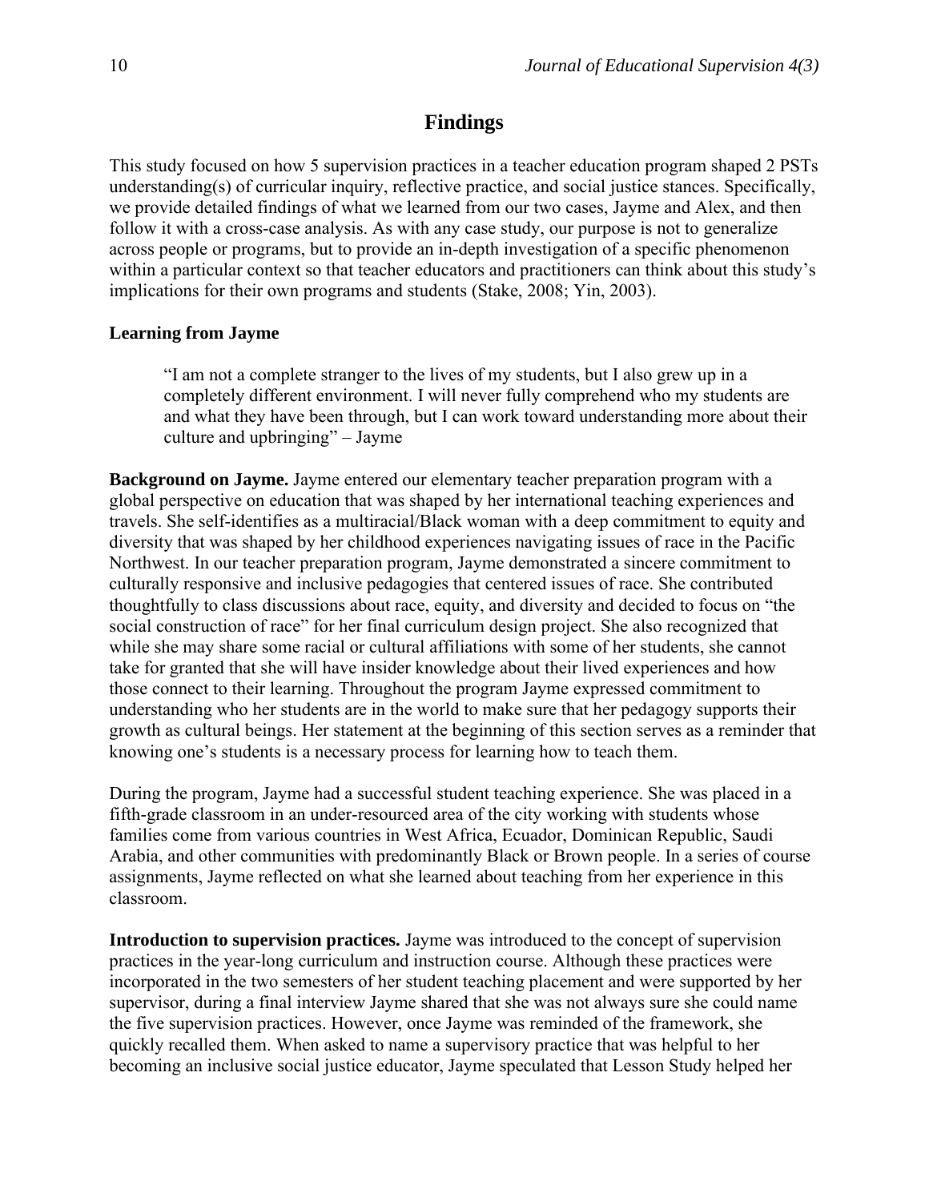## Findings

This study focused on how 5 supervision practices in a teacher education program shaped 2 PSTs understanding(s) of curricular inquiry, reflective practice, and social justice stances. Specifically, we provide detailed findings of what we learned from our two cases, Jayme and Alex, and then follow it with a cross-case analysis. As with any case study, our purpose is not to generalize across people or programs, but to provide an in-depth investigation of a specific phenomenon within a particular context so that teacher educators and practitioners can think about this study's implications for their own programs and students (Stake, 2008; Yin, 2003).

### Learning from Jayme

> "I am not a complete stranger to the lives of my students, but I also grew up in a completely different environment. I will never fully comprehend who my students are and what they have been through, but I can work toward understanding more about their culture and upbringing" – Jayme

**Background on Jayme.** Jayme entered our elementary teacher preparation program with a global perspective on education that was shaped by her international teaching experiences and travels. She self-identifies as a multiracial/Black woman with a deep commitment to equity and diversity that was shaped by her childhood experiences navigating issues of race in the Pacific Northwest. In our teacher preparation program, Jayme demonstrated a sincere commitment to culturally responsive and inclusive pedagogies that centered issues of race. She contributed thoughtfully to class discussions about race, equity, and diversity and decided to focus on "the social construction of race" for her final curriculum design project. She also recognized that while she may share some racial or cultural affiliations with some of her students, she cannot take for granted that she will have insider knowledge about their lived experiences and how those connect to their learning. Throughout the program Jayme expressed commitment to understanding who her students are in the world to make sure that her pedagogy supports their growth as cultural beings. Her statement at the beginning of this section serves as a reminder that knowing one's students is a necessary process for learning how to teach them.

During the program, Jayme had a successful student teaching experience. She was placed in a fifth-grade classroom in an under-resourced area of the city working with students whose families come from various countries in West Africa, Ecuador, Dominican Republic, Saudi Arabia, and other communities with predominantly Black or Brown people. In a series of course assignments, Jayme reflected on what she learned about teaching from her experience in this classroom.

**Introduction to supervision practices.** Jayme was introduced to the concept of supervision practices in the year-long curriculum and instruction course. Although these practices were incorporated in the two semesters of her student teaching placement and were supported by her supervisor, during a final interview Jayme shared that she was not always sure she could name the five supervision practices. However, once Jayme was reminded of the framework, she quickly recalled them. When asked to name a supervisory practice that was helpful to her becoming an inclusive social justice educator, Jayme speculated that Lesson Study helped her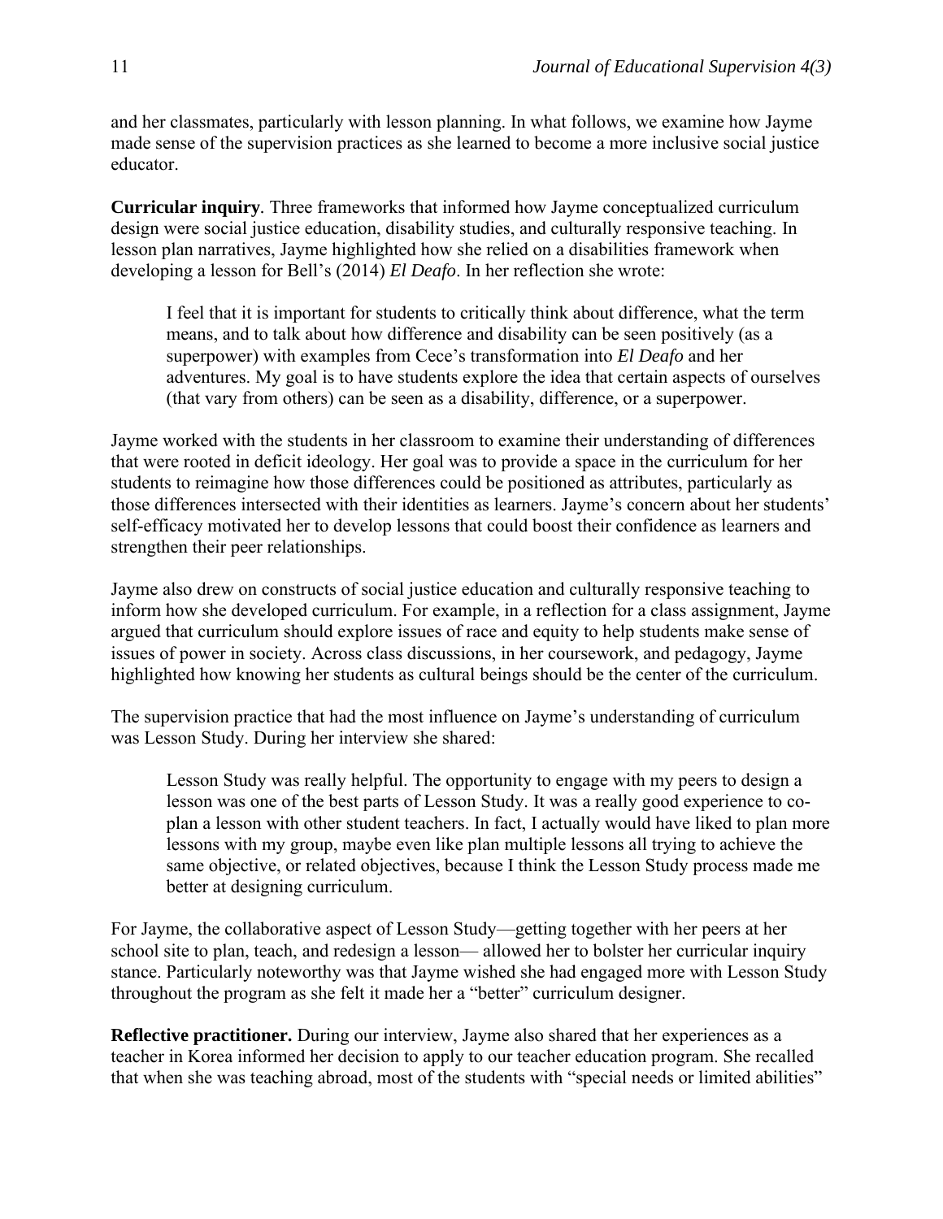and her classmates, particularly with lesson planning. In what follows, we examine how Jayme made sense of the supervision practices as she learned to become a more inclusive social justice educator.

**Curricular inquiry**. Three frameworks that informed how Jayme conceptualized curriculum design were social justice education, disability studies, and culturally responsive teaching. In lesson plan narratives, Jayme highlighted how she relied on a disabilities framework when developing a lesson for Bell's (2014) *El Deafo*. In her reflection she wrote:

> I feel that it is important for students to critically think about difference, what the term means, and to talk about how difference and disability can be seen positively (as a superpower) with examples from Cece's transformation into *El Deafo* and her adventures. My goal is to have students explore the idea that certain aspects of ourselves (that vary from others) can be seen as a disability, difference, or a superpower.

Jayme worked with the students in her classroom to examine their understanding of differences that were rooted in deficit ideology. Her goal was to provide a space in the curriculum for her students to reimagine how those differences could be positioned as attributes, particularly as those differences intersected with their identities as learners. Jayme's concern about her students' self-efficacy motivated her to develop lessons that could boost their confidence as learners and strengthen their peer relationships.

Jayme also drew on constructs of social justice education and culturally responsive teaching to inform how she developed curriculum. For example, in a reflection for a class assignment, Jayme argued that curriculum should explore issues of race and equity to help students make sense of issues of power in society. Across class discussions, in her coursework, and pedagogy, Jayme highlighted how knowing her students as cultural beings should be the center of the curriculum.

The supervision practice that had the most influence on Jayme's understanding of curriculum was Lesson Study. During her interview she shared:

> Lesson Study was really helpful. The opportunity to engage with my peers to design a lesson was one of the best parts of Lesson Study. It was a really good experience to co-plan a lesson with other student teachers. In fact, I actually would have liked to plan more lessons with my group, maybe even like plan multiple lessons all trying to achieve the same objective, or related objectives, because I think the Lesson Study process made me better at designing curriculum.

For Jayme, the collaborative aspect of Lesson Study—getting together with her peers at her school site to plan, teach, and redesign a lesson— allowed her to bolster her curricular inquiry stance. Particularly noteworthy was that Jayme wished she had engaged more with Lesson Study throughout the program as she felt it made her a "better" curriculum designer.

**Reflective practitioner.** During our interview, Jayme also shared that her experiences as a teacher in Korea informed her decision to apply to our teacher education program. She recalled that when she was teaching abroad, most of the students with "special needs or limited abilities"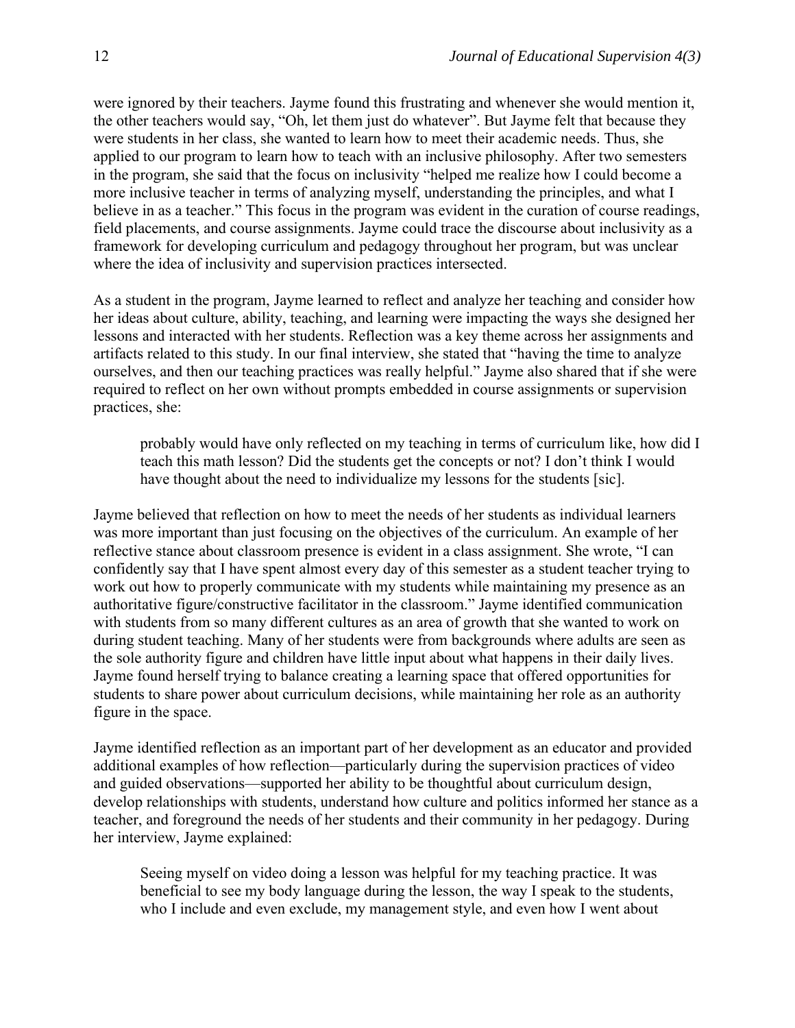were ignored by their teachers. Jayme found this frustrating and whenever she would mention it, the other teachers would say, "Oh, let them just do whatever". But Jayme felt that because they were students in her class, she wanted to learn how to meet their academic needs. Thus, she applied to our program to learn how to teach with an inclusive philosophy. After two semesters in the program, she said that the focus on inclusivity "helped me realize how I could become a more inclusive teacher in terms of analyzing myself, understanding the principles, and what I believe in as a teacher." This focus in the program was evident in the curation of course readings, field placements, and course assignments. Jayme could trace the discourse about inclusivity as a framework for developing curriculum and pedagogy throughout her program, but was unclear where the idea of inclusivity and supervision practices intersected.

As a student in the program, Jayme learned to reflect and analyze her teaching and consider how her ideas about culture, ability, teaching, and learning were impacting the ways she designed her lessons and interacted with her students. Reflection was a key theme across her assignments and artifacts related to this study. In our final interview, she stated that "having the time to analyze ourselves, and then our teaching practices was really helpful." Jayme also shared that if she were required to reflect on her own without prompts embedded in course assignments or supervision practices, she:

> probably would have only reflected on my teaching in terms of curriculum like, how did I teach this math lesson? Did the students get the concepts or not? I don't think I would have thought about the need to individualize my lessons for the students [sic].

Jayme believed that reflection on how to meet the needs of her students as individual learners was more important than just focusing on the objectives of the curriculum. An example of her reflective stance about classroom presence is evident in a class assignment. She wrote, "I can confidently say that I have spent almost every day of this semester as a student teacher trying to work out how to properly communicate with my students while maintaining my presence as an authoritative figure/constructive facilitator in the classroom." Jayme identified communication with students from so many different cultures as an area of growth that she wanted to work on during student teaching. Many of her students were from backgrounds where adults are seen as the sole authority figure and children have little input about what happens in their daily lives. Jayme found herself trying to balance creating a learning space that offered opportunities for students to share power about curriculum decisions, while maintaining her role as an authority figure in the space.

Jayme identified reflection as an important part of her development as an educator and provided additional examples of how reflection—particularly during the supervision practices of video and guided observations—supported her ability to be thoughtful about curriculum design, develop relationships with students, understand how culture and politics informed her stance as a teacher, and foreground the needs of her students and their community in her pedagogy. During her interview, Jayme explained:

> Seeing myself on video doing a lesson was helpful for my teaching practice. It was beneficial to see my body language during the lesson, the way I speak to the students, who I include and even exclude, my management style, and even how I went about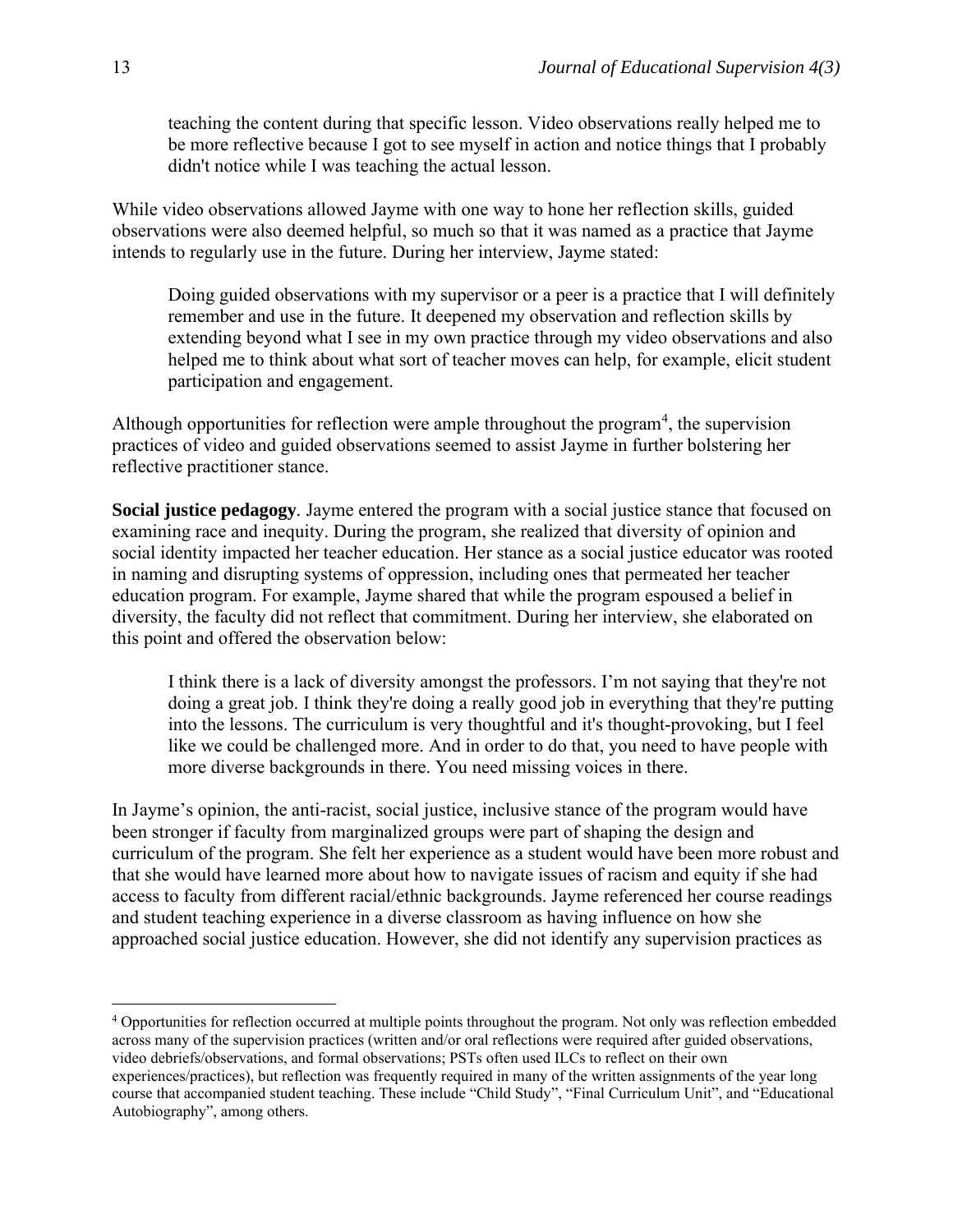> teaching the content during that specific lesson. Video observations really helped me to be more reflective because I got to see myself in action and notice things that I probably didn't notice while I was teaching the actual lesson.

While video observations allowed Jayme with one way to hone her reflection skills, guided observations were also deemed helpful, so much so that it was named as a practice that Jayme intends to regularly use in the future. During her interview, Jayme stated:

> Doing guided observations with my supervisor or a peer is a practice that I will definitely remember and use in the future. It deepened my observation and reflection skills by extending beyond what I see in my own practice through my video observations and also helped me to think about what sort of teacher moves can help, for example, elicit student participation and engagement.

Although opportunities for reflection were ample throughout the program[4], the supervision practices of video and guided observations seemed to assist Jayme in further bolstering her reflective practitioner stance.

**Social justice pedagogy**. Jayme entered the program with a social justice stance that focused on examining race and inequity. During the program, she realized that diversity of opinion and social identity impacted her teacher education. Her stance as a social justice educator was rooted in naming and disrupting systems of oppression, including ones that permeated her teacher education program. For example, Jayme shared that while the program espoused a belief in diversity, the faculty did not reflect that commitment. During her interview, she elaborated on this point and offered the observation below:

> I think there is a lack of diversity amongst the professors. I'm not saying that they're not doing a great job. I think they're doing a really good job in everything that they're putting into the lessons. The curriculum is very thoughtful and it's thought-provoking, but I feel like we could be challenged more. And in order to do that, you need to have people with more diverse backgrounds in there. You need missing voices in there.

In Jayme's opinion, the anti-racist, social justice, inclusive stance of the program would have been stronger if faculty from marginalized groups were part of shaping the design and curriculum of the program. She felt her experience as a student would have been more robust and that she would have learned more about how to navigate issues of racism and equity if she had access to faculty from different racial/ethnic backgrounds. Jayme referenced her course readings and student teaching experience in a diverse classroom as having influence on how she approached social justice education. However, she did not identify any supervision practices as

---

[4] Opportunities for reflection occurred at multiple points throughout the program. Not only was reflection embedded across many of the supervision practices (written and/or oral reflections were required after guided observations, video debriefs/observations, and formal observations; PSTs often used ILCs to reflect on their own experiences/practices), but reflection was frequently required in many of the written assignments of the year long course that accompanied student teaching. These include "Child Study", "Final Curriculum Unit", and "Educational Autobiography", among others.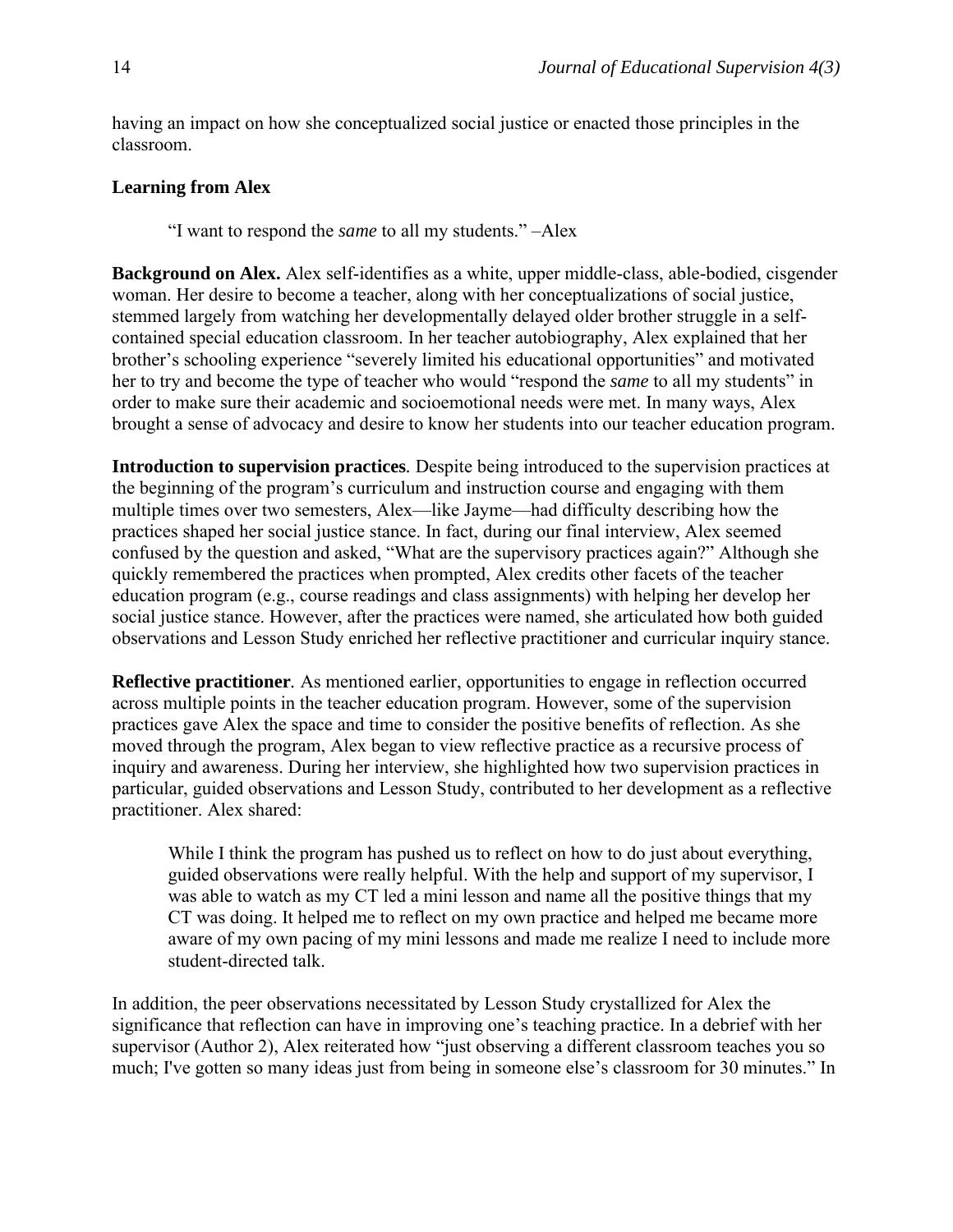having an impact on how she conceptualized social justice or enacted those principles in the classroom.

### Learning from Alex

> "I want to respond the *same* to all my students." –Alex

**Background on Alex.** Alex self-identifies as a white, upper middle-class, able-bodied, cisgender woman. Her desire to become a teacher, along with her conceptualizations of social justice, stemmed largely from watching her developmentally delayed older brother struggle in a self-contained special education classroom. In her teacher autobiography, Alex explained that her brother's schooling experience "severely limited his educational opportunities" and motivated her to try and become the type of teacher who would "respond the *same* to all my students" in order to make sure their academic and socioemotional needs were met. In many ways, Alex brought a sense of advocacy and desire to know her students into our teacher education program.

**Introduction to supervision practices**. Despite being introduced to the supervision practices at the beginning of the program's curriculum and instruction course and engaging with them multiple times over two semesters, Alex—like Jayme—had difficulty describing how the practices shaped her social justice stance. In fact, during our final interview, Alex seemed confused by the question and asked, "What are the supervisory practices again?" Although she quickly remembered the practices when prompted, Alex credits other facets of the teacher education program (e.g., course readings and class assignments) with helping her develop her social justice stance. However, after the practices were named, she articulated how both guided observations and Lesson Study enriched her reflective practitioner and curricular inquiry stance.

**Reflective practitioner**. As mentioned earlier, opportunities to engage in reflection occurred across multiple points in the teacher education program. However, some of the supervision practices gave Alex the space and time to consider the positive benefits of reflection. As she moved through the program, Alex began to view reflective practice as a recursive process of inquiry and awareness. During her interview, she highlighted how two supervision practices in particular, guided observations and Lesson Study, contributed to her development as a reflective practitioner. Alex shared:

> While I think the program has pushed us to reflect on how to do just about everything, guided observations were really helpful. With the help and support of my supervisor, I was able to watch as my CT led a mini lesson and name all the positive things that my CT was doing. It helped me to reflect on my own practice and helped me became more aware of my own pacing of my mini lessons and made me realize I need to include more student-directed talk.

In addition, the peer observations necessitated by Lesson Study crystallized for Alex the significance that reflection can have in improving one's teaching practice. In a debrief with her supervisor (Author 2), Alex reiterated how "just observing a different classroom teaches you so much; I've gotten so many ideas just from being in someone else's classroom for 30 minutes." In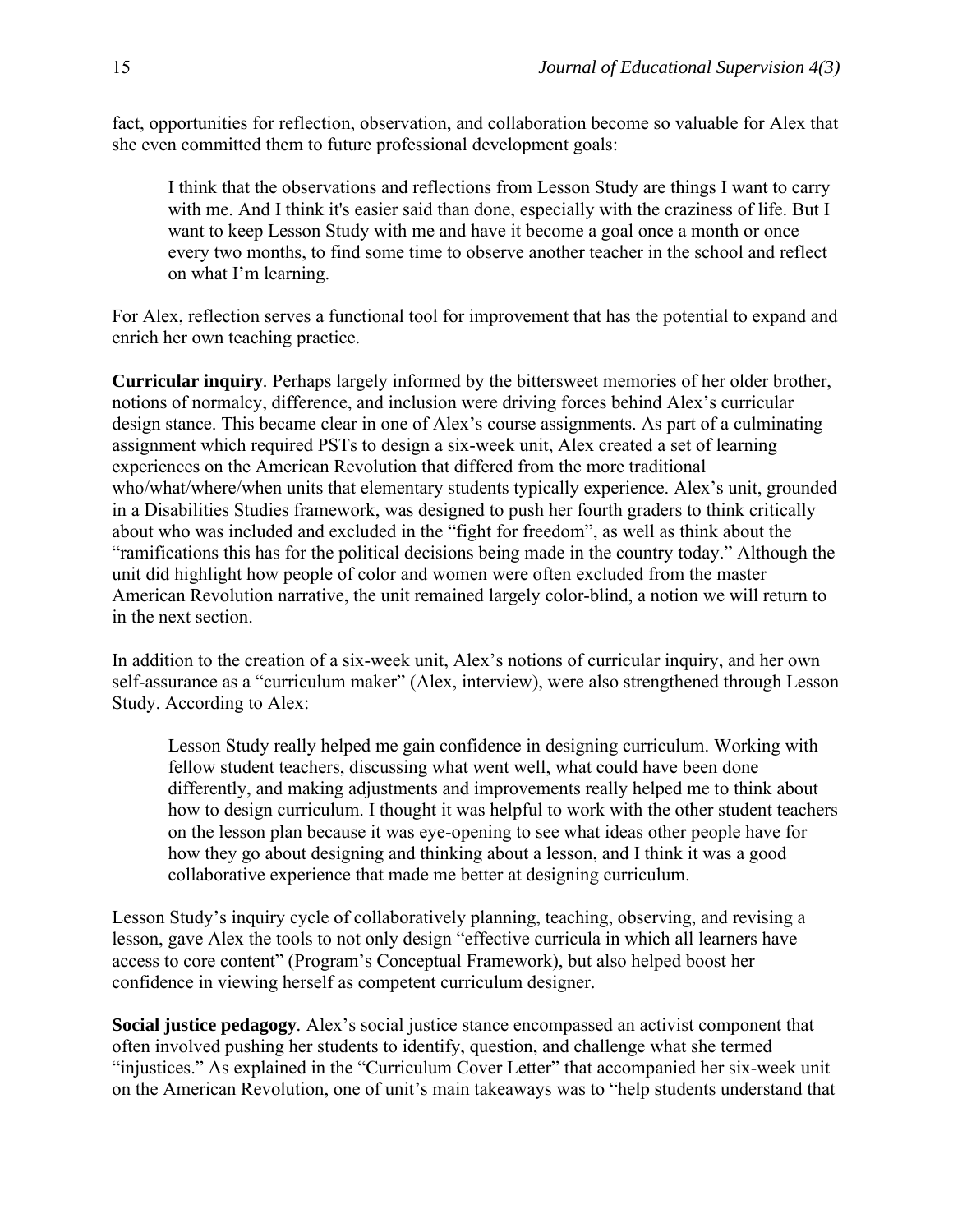fact, opportunities for reflection, observation, and collaboration become so valuable for Alex that she even committed them to future professional development goals:

> I think that the observations and reflections from Lesson Study are things I want to carry with me. And I think it's easier said than done, especially with the craziness of life. But I want to keep Lesson Study with me and have it become a goal once a month or once every two months, to find some time to observe another teacher in the school and reflect on what I'm learning.

For Alex, reflection serves a functional tool for improvement that has the potential to expand and enrich her own teaching practice.

**Curricular inquiry**. Perhaps largely informed by the bittersweet memories of her older brother, notions of normalcy, difference, and inclusion were driving forces behind Alex's curricular design stance. This became clear in one of Alex's course assignments. As part of a culminating assignment which required PSTs to design a six-week unit, Alex created a set of learning experiences on the American Revolution that differed from the more traditional who/what/where/when units that elementary students typically experience. Alex's unit, grounded in a Disabilities Studies framework, was designed to push her fourth graders to think critically about who was included and excluded in the "fight for freedom", as well as think about the "ramifications this has for the political decisions being made in the country today." Although the unit did highlight how people of color and women were often excluded from the master American Revolution narrative, the unit remained largely color-blind, a notion we will return to in the next section.

In addition to the creation of a six-week unit, Alex's notions of curricular inquiry, and her own self-assurance as a "curriculum maker" (Alex, interview), were also strengthened through Lesson Study. According to Alex:

> Lesson Study really helped me gain confidence in designing curriculum. Working with fellow student teachers, discussing what went well, what could have been done differently, and making adjustments and improvements really helped me to think about how to design curriculum. I thought it was helpful to work with the other student teachers on the lesson plan because it was eye-opening to see what ideas other people have for how they go about designing and thinking about a lesson, and I think it was a good collaborative experience that made me better at designing curriculum.

Lesson Study's inquiry cycle of collaboratively planning, teaching, observing, and revising a lesson, gave Alex the tools to not only design "effective curricula in which all learners have access to core content" (Program's Conceptual Framework), but also helped boost her confidence in viewing herself as competent curriculum designer.

**Social justice pedagogy**. Alex's social justice stance encompassed an activist component that often involved pushing her students to identify, question, and challenge what she termed "injustices." As explained in the "Curriculum Cover Letter" that accompanied her six-week unit on the American Revolution, one of unit's main takeaways was to "help students understand that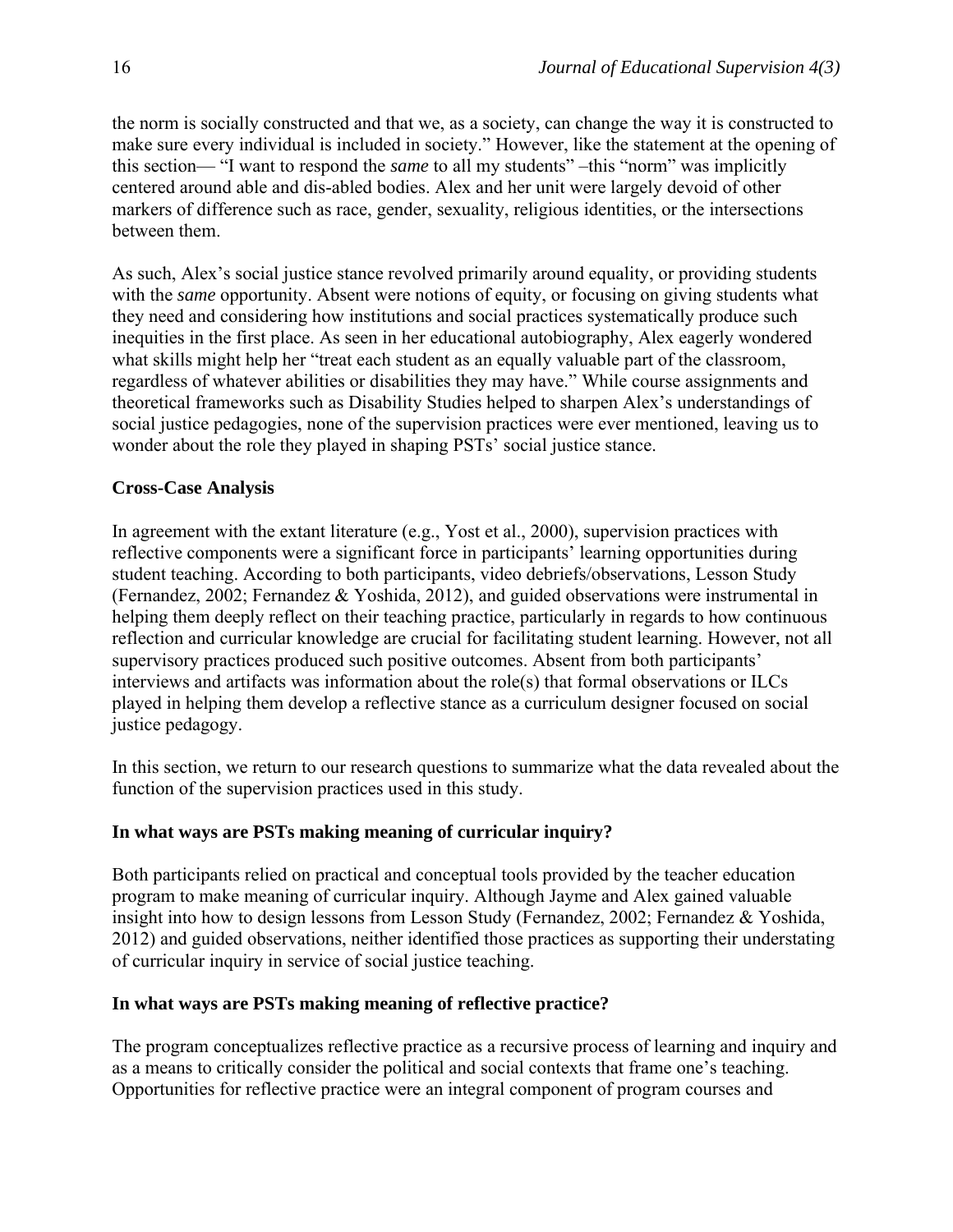the norm is socially constructed and that we, as a society, can change the way it is constructed to make sure every individual is included in society." However, like the statement at the opening of this section— "I want to respond the *same* to all my students" –this "norm" was implicitly centered around able and dis-abled bodies. Alex and her unit were largely devoid of other markers of difference such as race, gender, sexuality, religious identities, or the intersections between them.

As such, Alex's social justice stance revolved primarily around equality, or providing students with the *same* opportunity. Absent were notions of equity, or focusing on giving students what they need and considering how institutions and social practices systematically produce such inequities in the first place. As seen in her educational autobiography, Alex eagerly wondered what skills might help her "treat each student as an equally valuable part of the classroom, regardless of whatever abilities or disabilities they may have." While course assignments and theoretical frameworks such as Disability Studies helped to sharpen Alex's understandings of social justice pedagogies, none of the supervision practices were ever mentioned, leaving us to wonder about the role they played in shaping PSTs' social justice stance.

### Cross-Case Analysis

In agreement with the extant literature (e.g., Yost et al., 2000), supervision practices with reflective components were a significant force in participants' learning opportunities during student teaching. According to both participants, video debriefs/observations, Lesson Study (Fernandez, 2002; Fernandez & Yoshida, 2012), and guided observations were instrumental in helping them deeply reflect on their teaching practice, particularly in regards to how continuous reflection and curricular knowledge are crucial for facilitating student learning. However, not all supervisory practices produced such positive outcomes. Absent from both participants' interviews and artifacts was information about the role(s) that formal observations or ILCs played in helping them develop a reflective stance as a curriculum designer focused on social justice pedagogy.

In this section, we return to our research questions to summarize what the data revealed about the function of the supervision practices used in this study.

### In what ways are PSTs making meaning of curricular inquiry?

Both participants relied on practical and conceptual tools provided by the teacher education program to make meaning of curricular inquiry. Although Jayme and Alex gained valuable insight into how to design lessons from Lesson Study (Fernandez, 2002; Fernandez & Yoshida, 2012) and guided observations, neither identified those practices as supporting their understating of curricular inquiry in service of social justice teaching.

### In what ways are PSTs making meaning of reflective practice?

The program conceptualizes reflective practice as a recursive process of learning and inquiry and as a means to critically consider the political and social contexts that frame one's teaching. Opportunities for reflective practice were an integral component of program courses and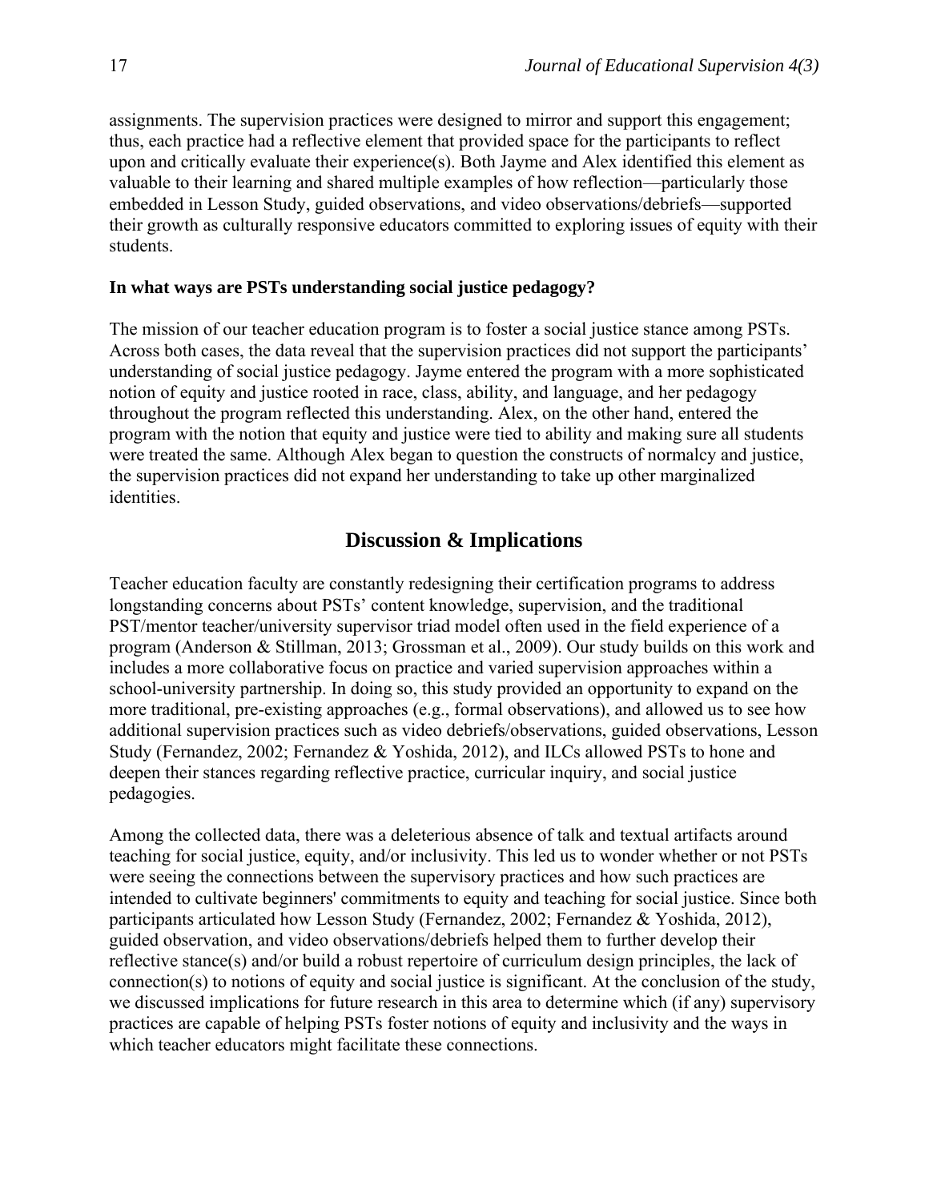assignments. The supervision practices were designed to mirror and support this engagement; thus, each practice had a reflective element that provided space for the participants to reflect upon and critically evaluate their experience(s). Both Jayme and Alex identified this element as valuable to their learning and shared multiple examples of how reflection—particularly those embedded in Lesson Study, guided observations, and video observations/debriefs—supported their growth as culturally responsive educators committed to exploring issues of equity with their students.

**In what ways are PSTs understanding social justice pedagogy?**

The mission of our teacher education program is to foster a social justice stance among PSTs. Across both cases, the data reveal that the supervision practices did not support the participants' understanding of social justice pedagogy. Jayme entered the program with a more sophisticated notion of equity and justice rooted in race, class, ability, and language, and her pedagogy throughout the program reflected this understanding. Alex, on the other hand, entered the program with the notion that equity and justice were tied to ability and making sure all students were treated the same. Although Alex began to question the constructs of normalcy and justice, the supervision practices did not expand her understanding to take up other marginalized identities.

## Discussion & Implications

Teacher education faculty are constantly redesigning their certification programs to address longstanding concerns about PSTs' content knowledge, supervision, and the traditional PST/mentor teacher/university supervisor triad model often used in the field experience of a program (Anderson & Stillman, 2013; Grossman et al., 2009). Our study builds on this work and includes a more collaborative focus on practice and varied supervision approaches within a school-university partnership. In doing so, this study provided an opportunity to expand on the more traditional, pre-existing approaches (e.g., formal observations), and allowed us to see how additional supervision practices such as video debriefs/observations, guided observations, Lesson Study (Fernandez, 2002; Fernandez & Yoshida, 2012), and ILCs allowed PSTs to hone and deepen their stances regarding reflective practice, curricular inquiry, and social justice pedagogies.

Among the collected data, there was a deleterious absence of talk and textual artifacts around teaching for social justice, equity, and/or inclusivity. This led us to wonder whether or not PSTs were seeing the connections between the supervisory practices and how such practices are intended to cultivate beginners' commitments to equity and teaching for social justice. Since both participants articulated how Lesson Study (Fernandez, 2002; Fernandez & Yoshida, 2012), guided observation, and video observations/debriefs helped them to further develop their reflective stance(s) and/or build a robust repertoire of curriculum design principles, the lack of connection(s) to notions of equity and social justice is significant. At the conclusion of the study, we discussed implications for future research in this area to determine which (if any) supervisory practices are capable of helping PSTs foster notions of equity and inclusivity and the ways in which teacher educators might facilitate these connections.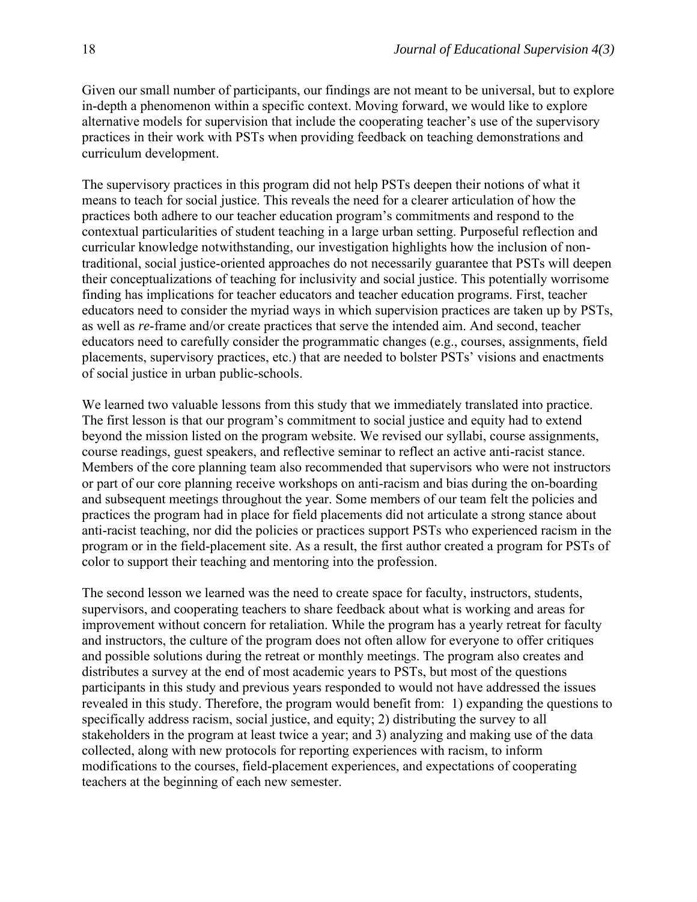Given our small number of participants, our findings are not meant to be universal, but to explore in-depth a phenomenon within a specific context. Moving forward, we would like to explore alternative models for supervision that include the cooperating teacher's use of the supervisory practices in their work with PSTs when providing feedback on teaching demonstrations and curriculum development.

The supervisory practices in this program did not help PSTs deepen their notions of what it means to teach for social justice. This reveals the need for a clearer articulation of how the practices both adhere to our teacher education program's commitments and respond to the contextual particularities of student teaching in a large urban setting. Purposeful reflection and curricular knowledge notwithstanding, our investigation highlights how the inclusion of non-traditional, social justice-oriented approaches do not necessarily guarantee that PSTs will deepen their conceptualizations of teaching for inclusivity and social justice. This potentially worrisome finding has implications for teacher educators and teacher education programs. First, teacher educators need to consider the myriad ways in which supervision practices are taken up by PSTs, as well as *re*-frame and/or create practices that serve the intended aim. And second, teacher educators need to carefully consider the programmatic changes (e.g., courses, assignments, field placements, supervisory practices, etc.) that are needed to bolster PSTs' visions and enactments of social justice in urban public-schools.

We learned two valuable lessons from this study that we immediately translated into practice. The first lesson is that our program's commitment to social justice and equity had to extend beyond the mission listed on the program website. We revised our syllabi, course assignments, course readings, guest speakers, and reflective seminar to reflect an active anti-racist stance. Members of the core planning team also recommended that supervisors who were not instructors or part of our core planning receive workshops on anti-racism and bias during the on-boarding and subsequent meetings throughout the year. Some members of our team felt the policies and practices the program had in place for field placements did not articulate a strong stance about anti-racist teaching, nor did the policies or practices support PSTs who experienced racism in the program or in the field-placement site. As a result, the first author created a program for PSTs of color to support their teaching and mentoring into the profession.

The second lesson we learned was the need to create space for faculty, instructors, students, supervisors, and cooperating teachers to share feedback about what is working and areas for improvement without concern for retaliation. While the program has a yearly retreat for faculty and instructors, the culture of the program does not often allow for everyone to offer critiques and possible solutions during the retreat or monthly meetings. The program also creates and distributes a survey at the end of most academic years to PSTs, but most of the questions participants in this study and previous years responded to would not have addressed the issues revealed in this study. Therefore, the program would benefit from: 1) expanding the questions to specifically address racism, social justice, and equity; 2) distributing the survey to all stakeholders in the program at least twice a year; and 3) analyzing and making use of the data collected, along with new protocols for reporting experiences with racism, to inform modifications to the courses, field-placement experiences, and expectations of cooperating teachers at the beginning of each new semester.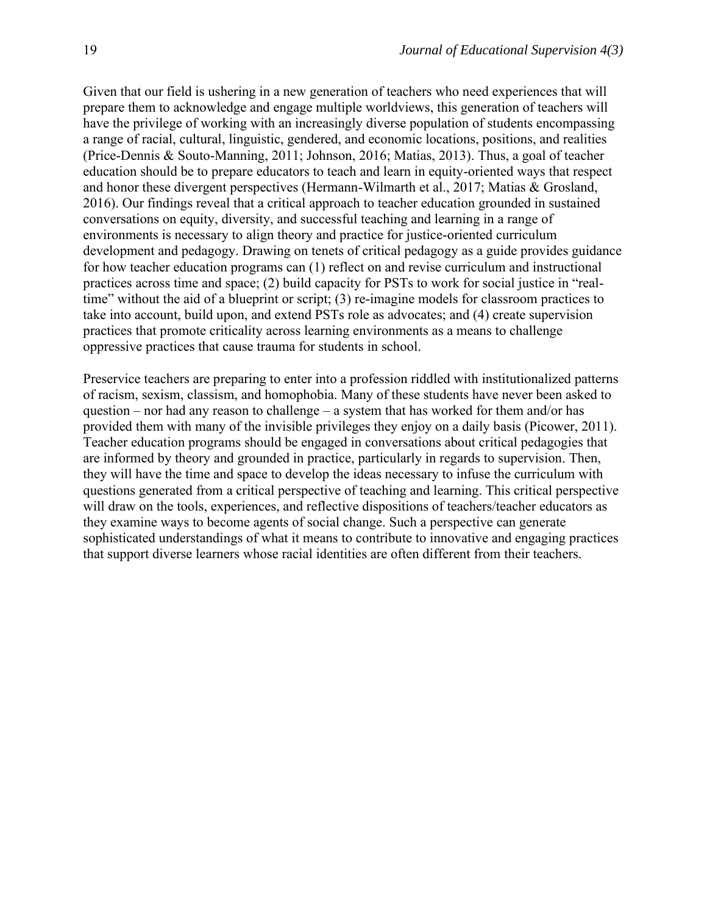Given that our field is ushering in a new generation of teachers who need experiences that will prepare them to acknowledge and engage multiple worldviews, this generation of teachers will have the privilege of working with an increasingly diverse population of students encompassing a range of racial, cultural, linguistic, gendered, and economic locations, positions, and realities (Price-Dennis & Souto-Manning, 2011; Johnson, 2016; Matias, 2013). Thus, a goal of teacher education should be to prepare educators to teach and learn in equity-oriented ways that respect and honor these divergent perspectives (Hermann-Wilmarth et al., 2017; Matias & Grosland, 2016). Our findings reveal that a critical approach to teacher education grounded in sustained conversations on equity, diversity, and successful teaching and learning in a range of environments is necessary to align theory and practice for justice-oriented curriculum development and pedagogy. Drawing on tenets of critical pedagogy as a guide provides guidance for how teacher education programs can (1) reflect on and revise curriculum and instructional practices across time and space; (2) build capacity for PSTs to work for social justice in "real-time" without the aid of a blueprint or script; (3) re-imagine models for classroom practices to take into account, build upon, and extend PSTs role as advocates; and (4) create supervision practices that promote criticality across learning environments as a means to challenge oppressive practices that cause trauma for students in school.

Preservice teachers are preparing to enter into a profession riddled with institutionalized patterns of racism, sexism, classism, and homophobia. Many of these students have never been asked to question – nor had any reason to challenge – a system that has worked for them and/or has provided them with many of the invisible privileges they enjoy on a daily basis (Picower, 2011). Teacher education programs should be engaged in conversations about critical pedagogies that are informed by theory and grounded in practice, particularly in regards to supervision. Then, they will have the time and space to develop the ideas necessary to infuse the curriculum with questions generated from a critical perspective of teaching and learning. This critical perspective will draw on the tools, experiences, and reflective dispositions of teachers/teacher educators as they examine ways to become agents of social change. Such a perspective can generate sophisticated understandings of what it means to contribute to innovative and engaging practices that support diverse learners whose racial identities are often different from their teachers.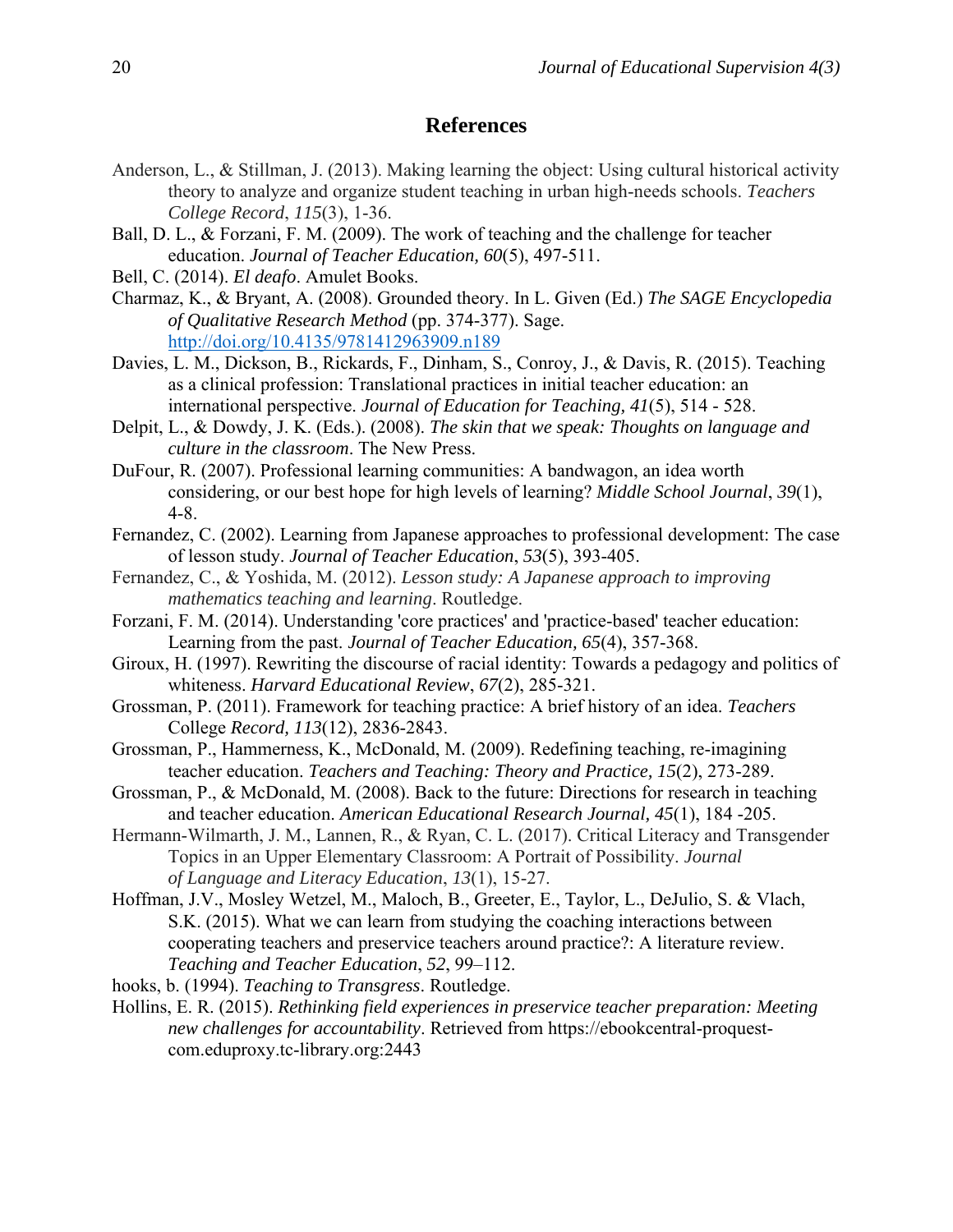## References

Anderson, L., & Stillman, J. (2013). Making learning the object: Using cultural historical activity theory to analyze and organize student teaching in urban high-needs schools. *Teachers College Record*, *115*(3), 1-36.

Ball, D. L., & Forzani, F. M. (2009). The work of teaching and the challenge for teacher education. *Journal of Teacher Education, 60*(5), 497-511.

Bell, C. (2014). *El deafo*. Amulet Books.

Charmaz, K., & Bryant, A. (2008). Grounded theory. In L. Given (Ed.) *The SAGE Encyclopedia of Qualitative Research Method* (pp. 374-377). Sage. http://doi.org/10.4135/9781412963909.n189

Davies, L. M., Dickson, B., Rickards, F., Dinham, S., Conroy, J., & Davis, R. (2015). Teaching as a clinical profession: Translational practices in initial teacher education: an international perspective. *Journal of Education for Teaching, 41*(5), 514 - 528.

Delpit, L., & Dowdy, J. K. (Eds.). (2008). *The skin that we speak: Thoughts on language and culture in the classroom*. The New Press.

DuFour, R. (2007). Professional learning communities: A bandwagon, an idea worth considering, or our best hope for high levels of learning? *Middle School Journal*, *39*(1), 4-8.

Fernandez, C. (2002). Learning from Japanese approaches to professional development: The case of lesson study. *Journal of Teacher Education*, *53*(5), 393-405.

Fernandez, C., & Yoshida, M. (2012). *Lesson study: A Japanese approach to improving mathematics teaching and learning*. Routledge.

Forzani, F. M. (2014). Understanding 'core practices' and 'practice-based' teacher education: Learning from the past. *Journal of Teacher Education, 65*(4), 357-368.

Giroux, H. (1997). Rewriting the discourse of racial identity: Towards a pedagogy and politics of whiteness. *Harvard Educational Review*, *67*(2), 285-321.

Grossman, P. (2011). Framework for teaching practice: A brief history of an idea. *Teachers* College *Record, 113*(12), 2836-2843.

Grossman, P., Hammerness, K., McDonald, M. (2009). Redefining teaching, re-imagining teacher education. *Teachers and Teaching: Theory and Practice, 15*(2), 273-289.

Grossman, P., & McDonald, M. (2008). Back to the future: Directions for research in teaching and teacher education. *American Educational Research Journal, 45*(1), 184 -205.

Hermann-Wilmarth, J. M., Lannen, R., & Ryan, C. L. (2017). Critical Literacy and Transgender Topics in an Upper Elementary Classroom: A Portrait of Possibility. *Journal of Language and Literacy Education*, *13*(1), 15-27.

Hoffman, J.V., Mosley Wetzel, M., Maloch, B., Greeter, E., Taylor, L., DeJulio, S. & Vlach, S.K. (2015). What we can learn from studying the coaching interactions between cooperating teachers and preservice teachers around practice?: A literature review. *Teaching and Teacher Education*, *52*, 99–112.

hooks, b. (1994). *Teaching to Transgress*. Routledge.

Hollins, E. R. (2015). *Rethinking field experiences in preservice teacher preparation: Meeting new challenges for accountability*. Retrieved from https://ebookcentral-proquest-com.eduproxy.tc-library.org:2443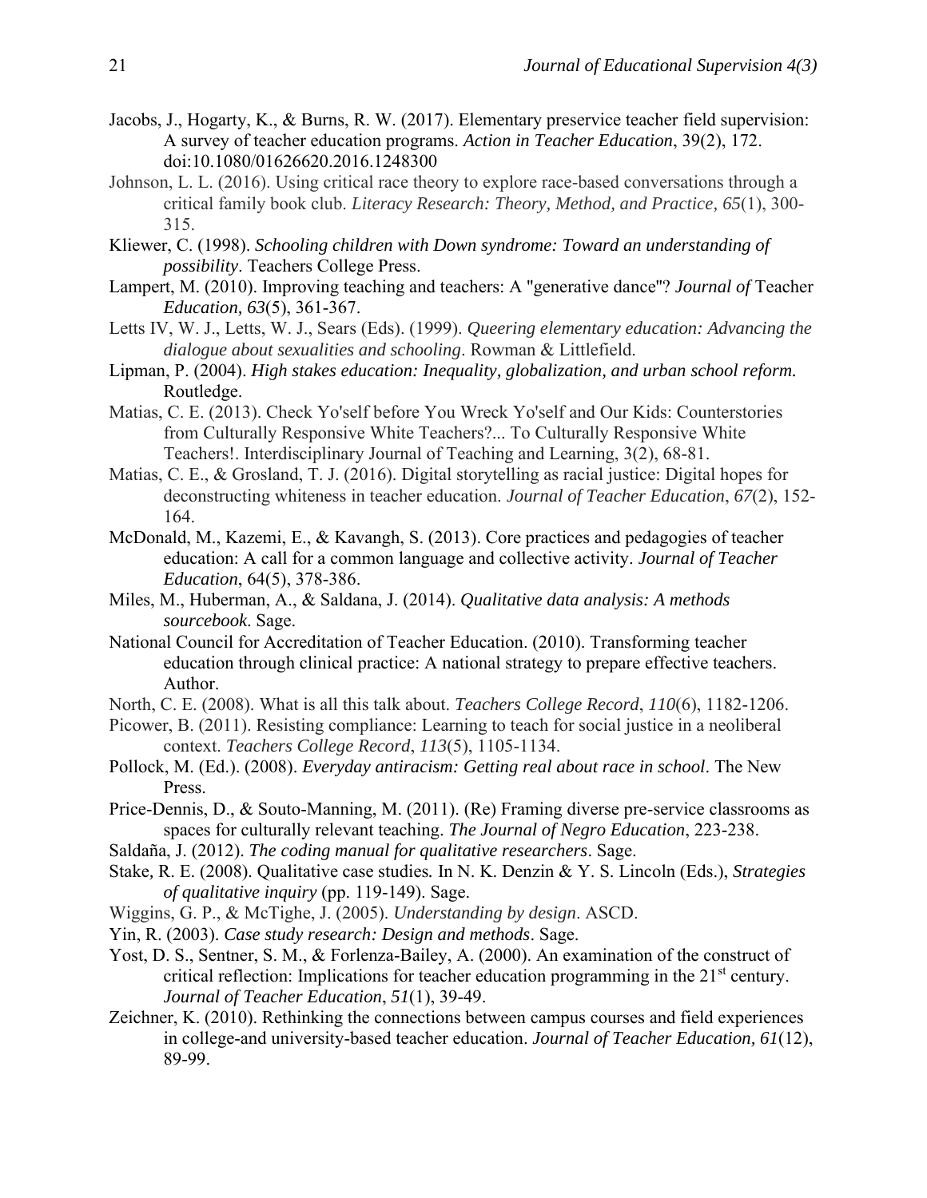Jacobs, J., Hogarty, K., & Burns, R. W. (2017). Elementary preservice teacher field supervision: A survey of teacher education programs. *Action in Teacher Education*, 39(2), 172. doi:10.1080/01626620.2016.1248300

Johnson, L. L. (2016). Using critical race theory to explore race-based conversations through a critical family book club. *Literacy Research: Theory, Method, and Practice, 65*(1), 300-315.

Kliewer, C. (1998). *Schooling children with Down syndrome: Toward an understanding of possibility*. Teachers College Press.

Lampert, M. (2010). Improving teaching and teachers: A "generative dance"? *Journal of* Teacher *Education, 63*(5), 361-367.

Letts IV, W. J., Letts, W. J., Sears (Eds). (1999). *Queering elementary education: Advancing the dialogue about sexualities and schooling*. Rowman & Littlefield.

Lipman, P. (2004). *High stakes education: Inequality, globalization, and urban school reform.* Routledge.

Matias, C. E. (2013). Check Yo'self before You Wreck Yo'self and Our Kids: Counterstories from Culturally Responsive White Teachers?... To Culturally Responsive White Teachers!. Interdisciplinary Journal of Teaching and Learning, 3(2), 68-81.

Matias, C. E., & Grosland, T. J. (2016). Digital storytelling as racial justice: Digital hopes for deconstructing whiteness in teacher education. *Journal of Teacher Education*, *67*(2), 152-164.

McDonald, M., Kazemi, E., & Kavangh, S. (2013). Core practices and pedagogies of teacher education: A call for a common language and collective activity. *Journal of Teacher Education*, 64(5), 378-386.

Miles, M., Huberman, A., & Saldana, J. (2014). *Qualitative data analysis: A methods sourcebook*. Sage.

National Council for Accreditation of Teacher Education. (2010). Transforming teacher education through clinical practice: A national strategy to prepare effective teachers. Author.

North, C. E. (2008). What is all this talk about. *Teachers College Record*, *110*(6), 1182-1206.

Picower, B. (2011). Resisting compliance: Learning to teach for social justice in a neoliberal context. *Teachers College Record*, *113*(5), 1105-1134.

Pollock, M. (Ed.). (2008). *Everyday antiracism: Getting real about race in school*. The New Press.

Price-Dennis, D., & Souto-Manning, M. (2011). (Re) Framing diverse pre-service classrooms as spaces for culturally relevant teaching. *The Journal of Negro Education*, 223-238.

Saldaña, J. (2012). *The coding manual for qualitative researchers*. Sage.

Stake, R. E. (2008). Qualitative case studies. In N. K. Denzin & Y. S. Lincoln (Eds.), *Strategies of qualitative inquiry* (pp. 119-149). Sage.

Wiggins, G. P., & McTighe, J. (2005). *Understanding by design*. ASCD.

Yin, R. (2003). *Case study research: Design and methods*. Sage.

Yost, D. S., Sentner, S. M., & Forlenza-Bailey, A. (2000). An examination of the construct of critical reflection: Implications for teacher education programming in the 21st century. *Journal of Teacher Education*, *51*(1), 39-49.

Zeichner, K. (2010). Rethinking the connections between campus courses and field experiences in college-and university-based teacher education. *Journal of Teacher Education, 61*(12), 89-99.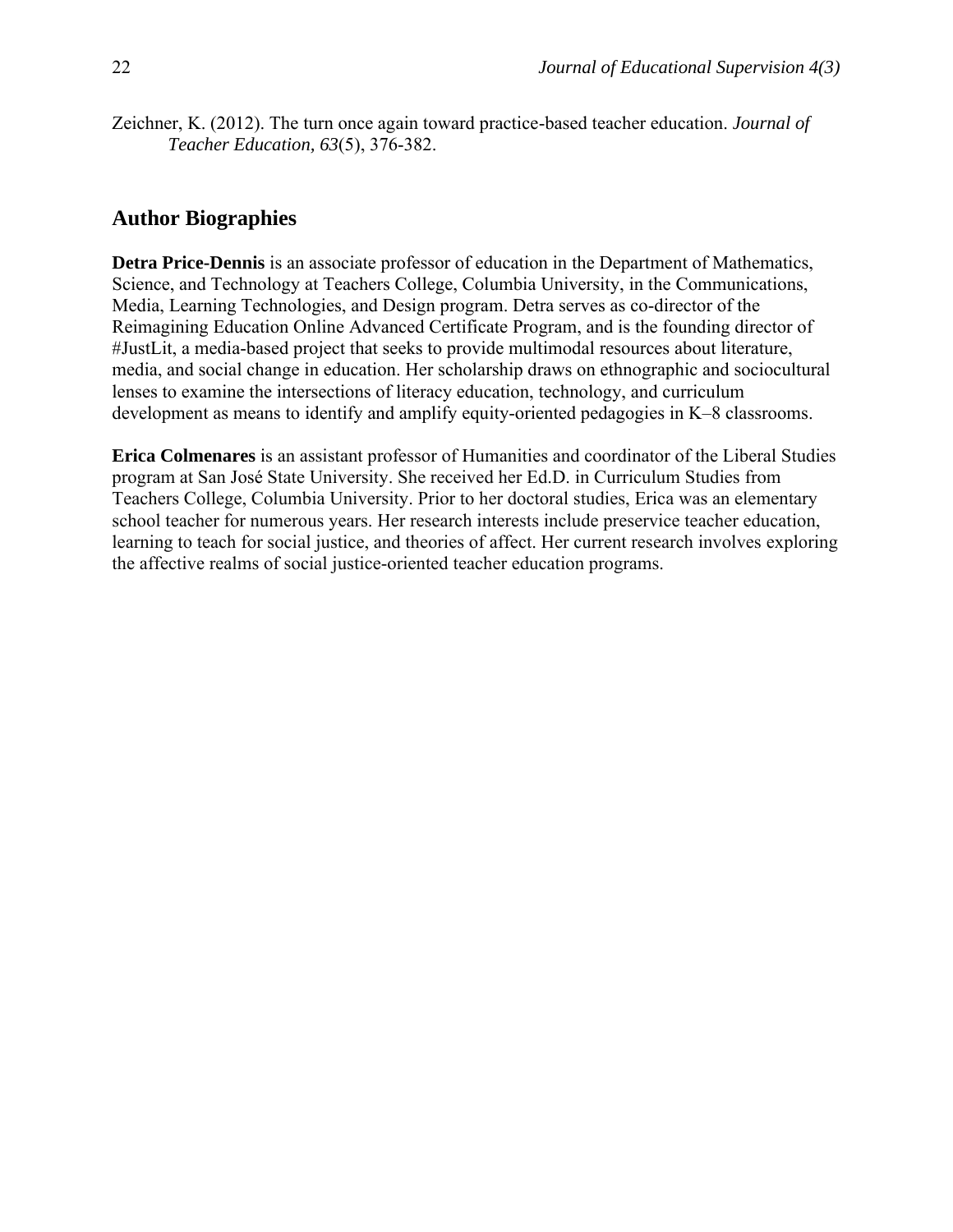Zeichner, K. (2012). The turn once again toward practice-based teacher education. *Journal of Teacher Education, 63*(5), 376-382.

## Author Biographies

**Detra Price-Dennis** is an associate professor of education in the Department of Mathematics, Science, and Technology at Teachers College, Columbia University, in the Communications, Media, Learning Technologies, and Design program. Detra serves as co-director of the Reimagining Education Online Advanced Certificate Program, and is the founding director of #JustLit, a media-based project that seeks to provide multimodal resources about literature, media, and social change in education. Her scholarship draws on ethnographic and sociocultural lenses to examine the intersections of literacy education, technology, and curriculum development as means to identify and amplify equity-oriented pedagogies in K–8 classrooms.

**Erica Colmenares** is an assistant professor of Humanities and coordinator of the Liberal Studies program at San José State University. She received her Ed.D. in Curriculum Studies from Teachers College, Columbia University. Prior to her doctoral studies, Erica was an elementary school teacher for numerous years. Her research interests include preservice teacher education, learning to teach for social justice, and theories of affect. Her current research involves exploring the affective realms of social justice-oriented teacher education programs.